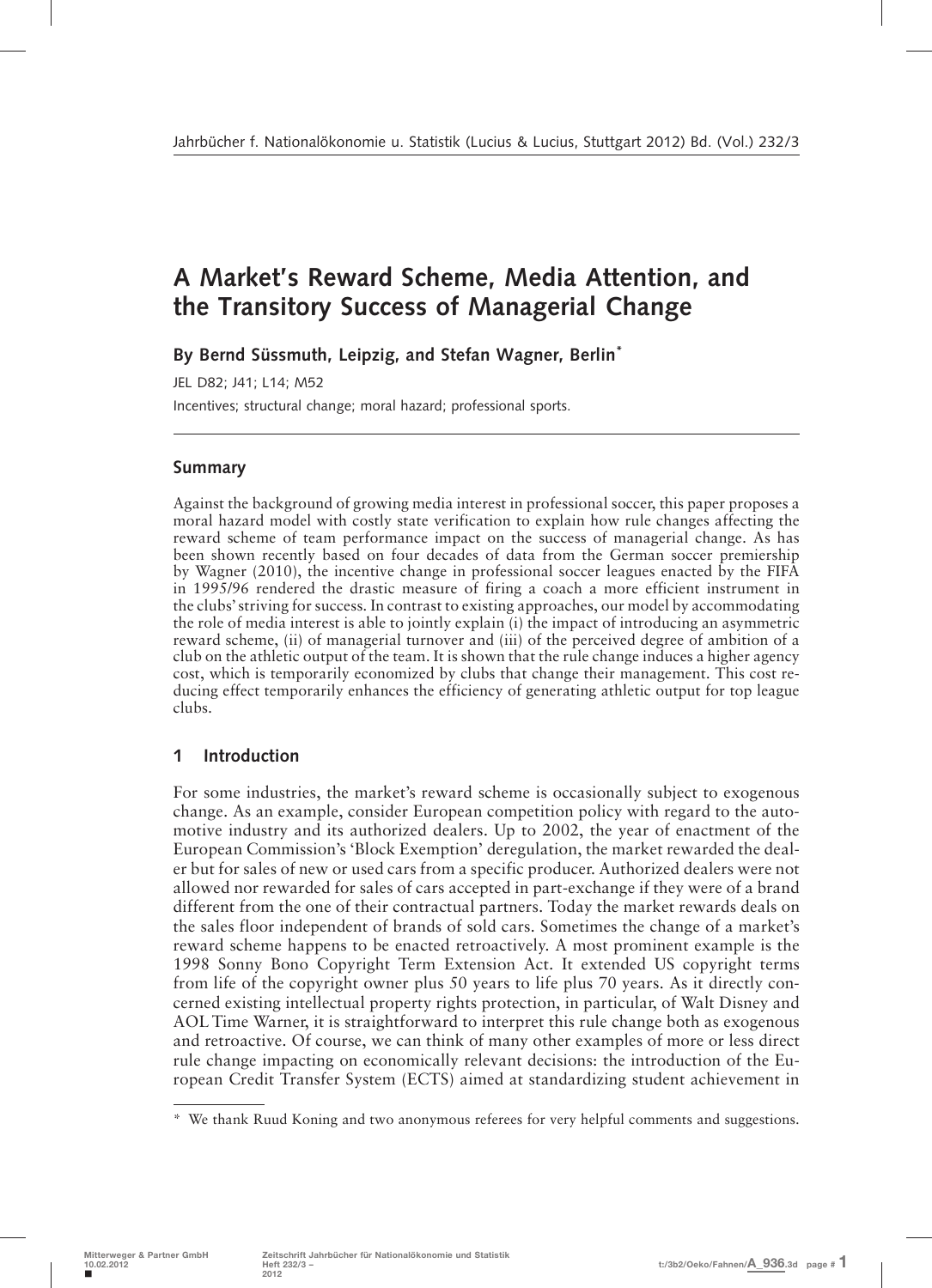# A Market's Reward Scheme, Media Attention, and the Transitory Success of Managerial Change

**By Bernd Süssmuth, Leipzig, and Stefan Wagner, Berlin***

JEL D82; J41; L14; M52

Incentives; structural change; moral hazard; professional sports.

## Summary

Against the background of growing media interest in professional soccer, this paper proposes a moral hazard model with costly state verification to explain how rule changes affecting the reward scheme of team performance impact on the success of managerial change. As has been shown recently based on four decades of data from the German soccer premiership by Wagner (2010), the incentive change in professional soccer leagues enacted by the FIFA in 1995/96 rendered the drastic measure of firing a coach a more efficient instrument in the clubs' striving for success. In contrast to existing approaches, our model by accommodating the role of media interest is able to jointly explain (i) the impact of introducing an asymmetric reward scheme, (ii) of managerial turnover and (iii) of the perceived degree of ambition of a club on the athletic output of the team. It is shown that the rule change induces a higher agency cost, which is temporarily economized by clubs that change their management. This cost reducing effect temporarily enhances the efficiency of generating athletic output for top league clubs.

## 1 Introduction

For some industries, the market's reward scheme is occasionally subject to exogenous change. As an example, consider European competition policy with regard to the automotive industry and its authorized dealers. Up to 2002, the year of enactment of the European Commission's 'Block Exemption' deregulation, the market rewarded the dealer but for sales of new or used cars from a specific producer. Authorized dealers were not allowed nor rewarded for sales of cars accepted in part-exchange if they were of a brand different from the one of their contractual partners. Today the market rewards deals on the sales floor independent of brands of sold cars. Sometimes the change of a market's reward scheme happens to be enacted retroactively. A most prominent example is the 1998 Sonny Bono Copyright Term Extension Act. It extended US copyright terms from life of the copyright owner plus 50 years to life plus 70 years. As it directly concerned existing intellectual property rights protection, in particular, of Walt Disney and AOL Time Warner, it is straightforward to interpret this rule change both as exogenous and retroactive. Of course, we can think of many other examples of more or less direct rule change impacting on economically relevant decisions: the introduction of the European Credit Transfer System (ECTS) aimed at standardizing student achievement in

---

\* We thank Ruud Koning and two anonymous referees for very helpful comments and suggestions.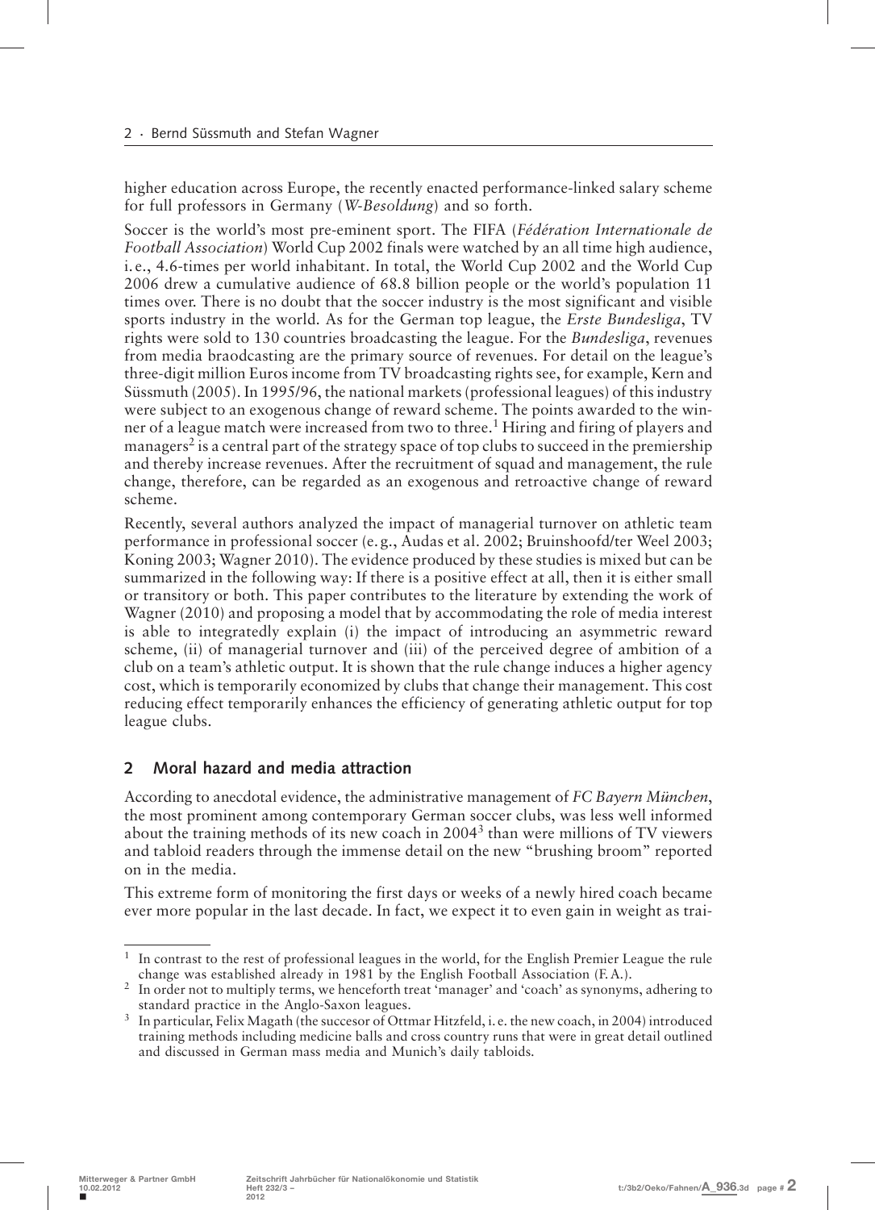higher education across Europe, the recently enacted performance-linked salary scheme for full professors in Germany (*W-Besoldung*) and so forth.

Soccer is the world's most pre-eminent sport. The FIFA (*Fédération Internationale de Football Association*) World Cup 2002 finals were watched by an all time high audience, i.e., 4.6-times per world inhabitant. In total, the World Cup 2002 and the World Cup 2006 drew a cumulative audience of 68.8 billion people or the world's population 11 times over. There is no doubt that the soccer industry is the most significant and visible sports industry in the world. As for the German top league, the *Erste Bundesliga*, TV rights were sold to 130 countries broadcasting the league. For the *Bundesliga*, revenues from media braodcasting are the primary source of revenues. For detail on the league's three-digit million Euros income from TV broadcasting rights see, for example, Kern and Süssmuth (2005). In 1995/96, the national markets (professional leagues) of this industry were subject to an exogenous change of reward scheme. The points awarded to the winner of a league match were increased from two to three.[1] Hiring and firing of players and managers[2] is a central part of the strategy space of top clubs to succeed in the premiership and thereby increase revenues. After the recruitment of squad and management, the rule change, therefore, can be regarded as an exogenous and retroactive change of reward scheme.

Recently, several authors analyzed the impact of managerial turnover on athletic team performance in professional soccer (e.g., Audas et al. 2002; Bruinshoofd/ter Weel 2003; Koning 2003; Wagner 2010). The evidence produced by these studies is mixed but can be summarized in the following way: If there is a positive effect at all, then it is either small or transitory or both. This paper contributes to the literature by extending the work of Wagner (2010) and proposing a model that by accommodating the role of media interest is able to integratedly explain (i) the impact of introducing an asymmetric reward scheme, (ii) of managerial turnover and (iii) of the perceived degree of ambition of a club on a team's athletic output. It is shown that the rule change induces a higher agency cost, which is temporarily economized by clubs that change their management. This cost reducing effect temporarily enhances the efficiency of generating athletic output for top league clubs.

## 2 Moral hazard and media attraction

According to anecdotal evidence, the administrative management of *FC Bayern München*, the most prominent among contemporary German soccer clubs, was less well informed about the training methods of its new coach in 2004[3] than were millions of TV viewers and tabloid readers through the immense detail on the new "brushing broom" reported on in the media.

This extreme form of monitoring the first days or weeks of a newly hired coach became ever more popular in the last decade. In fact, we expect it to even gain in weight as trai-

---

[1] In contrast to the rest of professional leagues in the world, for the English Premier League the rule change was established already in 1981 by the English Football Association (F.A.).

[2] In order not to multiply terms, we henceforth treat 'manager' and 'coach' as synonyms, adhering to standard practice in the Anglo-Saxon leagues.

[3] In particular, Felix Magath (the succesor of Ottmar Hitzfeld, i.e. the new coach, in 2004) introduced training methods including medicine balls and cross country runs that were in great detail outlined and discussed in German mass media and Munich's daily tabloids.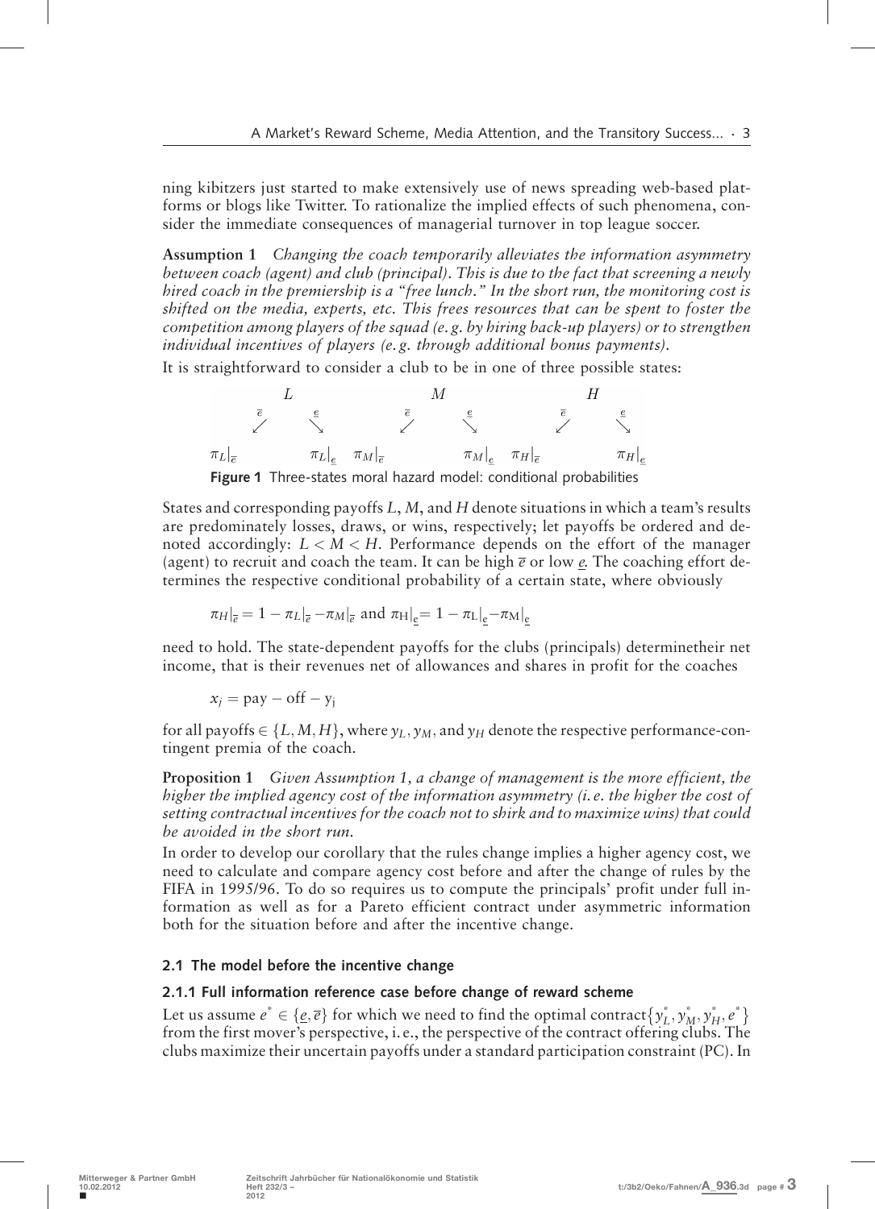ning kibitzers just started to make extensively use of news spreading web-based platforms or blogs like Twitter. To rationalize the implied effects of such phenomena, consider the immediate consequences of managerial turnover in top league soccer.

**Assumption 1** *Changing the coach temporarily alleviates the information asymmetry between coach (agent) and club (principal). This is due to the fact that screening a newly hired coach in the premiership is a "free lunch." In the short run, the monitoring cost is shifted on the media, experts, etc. This frees resources that can be spent to foster the competition among players of the squad (e. g. by hiring back-up players) or to strengthen individual incentives of players (e. g. through additional bonus payments).*

It is straightforward to consider a club to be in one of three possible states:

$$
\begin{array}{cccccc}
 & L & & M & & H \\
\overline{e}\swarrow & & \underline{e}\searrow \quad \overline{e}\swarrow & & \underline{e}\searrow \quad \overline{e}\swarrow & \underline{e}\searrow \\
\pi_L|_{\overline{e}} & & \pi_L|_{\underline{e}} \quad \pi_M|_{\overline{e}} & & \pi_M|_{\underline{e}} \quad \pi_H|_{\overline{e}} & \pi_H|_{\underline{e}}
\end{array}
$$

**Figure 1** Three-states moral hazard model: conditional probabilities

States and corresponding payoffs $L$, $M$, and $H$ denote situations in which a team's results are predominately losses, draws, or wins, respectively; let payoffs be ordered and denoted accordingly: $L < M < H$. Performance depends on the effort of the manager (agent) to recruit and coach the team. It can be high $\overline{e}$ or low $\underline{e}$. The coaching effort determines the respective conditional probability of a certain state, where obviously

$$\pi_H|_{\overline{e}} = 1 - \pi_L|_{\overline{e}} - \pi_M|_{\overline{e}} \text{ and } \pi_H|_{\underline{e}} = 1 - \pi_L|_{\underline{e}} - \pi_M|_{\underline{e}}$$

need to hold. The state-dependent payoffs for the clubs (principals) determinetheir net income, that is their revenues net of allowances and shares in profit for the coaches

$$x_j = \text{pay} - \text{off} - y_j$$

for all payoffs $\in \{L, M, H\}$, where $y_L$, $y_M$, and $y_H$ denote the respective performance-contingent premia of the coach.

**Proposition 1** *Given Assumption 1, a change of management is the more efficient, the higher the implied agency cost of the information asymmetry (i. e. the higher the cost of setting contractual incentives for the coach not to shirk and to maximize wins) that could be avoided in the short run.*

In order to develop our corollary that the rules change implies a higher agency cost, we need to calculate and compare agency cost before and after the change of rules by the FIFA in 1995/96. To do so requires us to compute the principals' profit under full information as well as for a Pareto efficient contract under asymmetric information both for the situation before and after the incentive change.

## 2.1 The model before the incentive change

### 2.1.1 Full information reference case before change of reward scheme

Let us assume $e^* \in \{\underline{e}, \overline{e}\}$ for which we need to find the optimal contract $\{y_L^*, y_M^*, y_H^*, e^*\}$ from the first mover's perspective, i. e., the perspective of the contract offering clubs. The clubs maximize their uncertain payoffs under a standard participation constraint (PC). In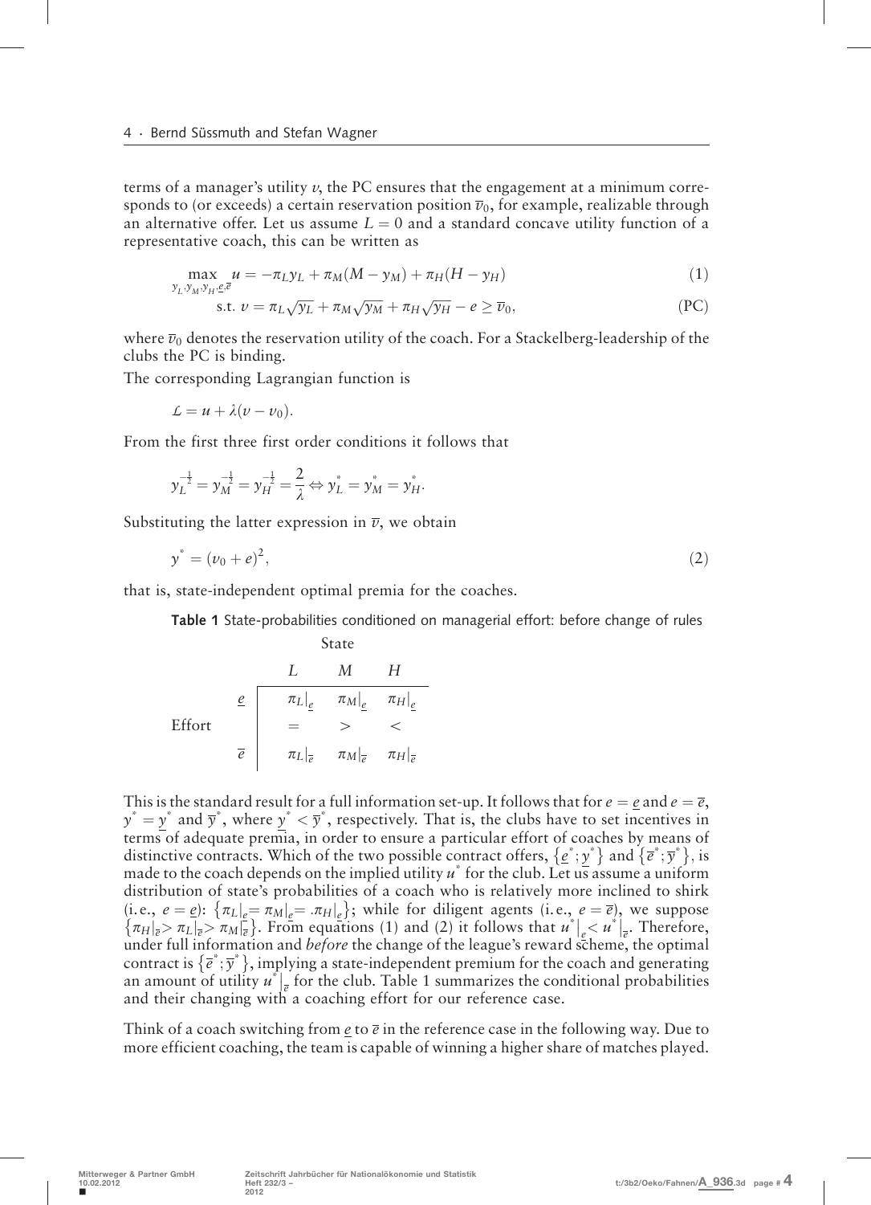terms of a manager's utility $v$, the PC ensures that the engagement at a minimum corresponds to (or exceeds) a certain reservation position $\overline{v}_0$, for example, realizable through an alternative offer. Let us assume $L = 0$ and a standard concave utility function of a representative coach, this can be written as

$$\max_{y_L, y_M, y_H, \underline{e}, \overline{e}} u = -\pi_L y_L + \pi_M (M - y_M) + \pi_H (H - y_H) \tag{1}$$

$$\text{s.t. } v = \pi_L \sqrt{y_L} + \pi_M \sqrt{y_M} + \pi_H \sqrt{y_H} - e \geq \overline{v}_0, \tag{PC}$$

where $\overline{v}_0$ denotes the reservation utility of the coach. For a Stackelberg-leadership of the clubs the PC is binding.

The corresponding Lagrangian function is

$$\mathcal{L} = u + \lambda(v - v_0).$$

From the first three first order conditions it follows that

$$y_L^{-\frac{1}{2}} = y_M^{-\frac{1}{2}} = y_H^{-\frac{1}{2}} = \frac{2}{\lambda} \Leftrightarrow y_L^* = y_M^* = y_H^*.$$

Substituting the latter expression in $\overline{v}$, we obtain

$$y^* = (v_0 + e)^2, \tag{2}$$

that is, state-independent optimal premia for the coaches.

**Table 1** State-probabilities conditioned on managerial effort: before change of rules

| | | State | | |
|---|---|---|---|---|
| | | $L$ | $M$ | $H$ |
| Effort | $\underline{e}$ | $\pi_L\|_{\underline{e}}$ | $\pi_M\|_{\underline{e}}$ | $\pi_H\|_{\underline{e}}$ |
| | | $=$ | $>$ | $<$ |
| | $\overline{e}$ | $\pi_L\|_{\overline{e}}$ | $\pi_M\|_{\overline{e}}$ | $\pi_H\|_{\overline{e}}$ |

This is the standard result for a full information set-up. It follows that for $e = \underline{e}$ and $e = \overline{e}$, $y^* = \underline{y}^*$ and $\overline{y}^*$, where $\underline{y}^* < \overline{y}^*$, respectively. That is, the clubs have to set incentives in terms of adequate premia, in order to ensure a particular effort of coaches by means of distinctive contracts. Which of the two possible contract offers, $\{\underline{e}^*; \underline{y}^*\}$ and $\{\overline{e}^*; \overline{y}^*\}$, is made to the coach depends on the implied utility $u^*$ for the club. Let us assume a uniform distribution of state's probabilities of a coach who is relatively more inclined to shirk (i. e., $e = \underline{e}$): $\{\pi_L|_{\underline{e}} = \pi_M|_{\underline{e}} = \pi_H|_{\underline{e}}\}$; while for diligent agents (i. e., $e = \overline{e}$), we suppose $\{\pi_H|_{\overline{e}} > \pi_L|_{\overline{e}} > \pi_M|_{\overline{e}}\}$. From equations (1) and (2) it follows that $u^*|_{\underline{e}} < u^*|_{\overline{e}}$. Therefore, under full information and *before* the change of the league's reward scheme, the optimal contract is $\{\overline{e}^*; \overline{y}^*\}$, implying a state-independent premium for the coach and generating an amount of utility $u^*|_{\overline{e}}$ for the club. Table 1 summarizes the conditional probabilities and their changing with a coaching effort for our reference case.

Think of a coach switching from $\underline{e}$ to $\overline{e}$ in the reference case in the following way. Due to more efficient coaching, the team is capable of winning a higher share of matches played.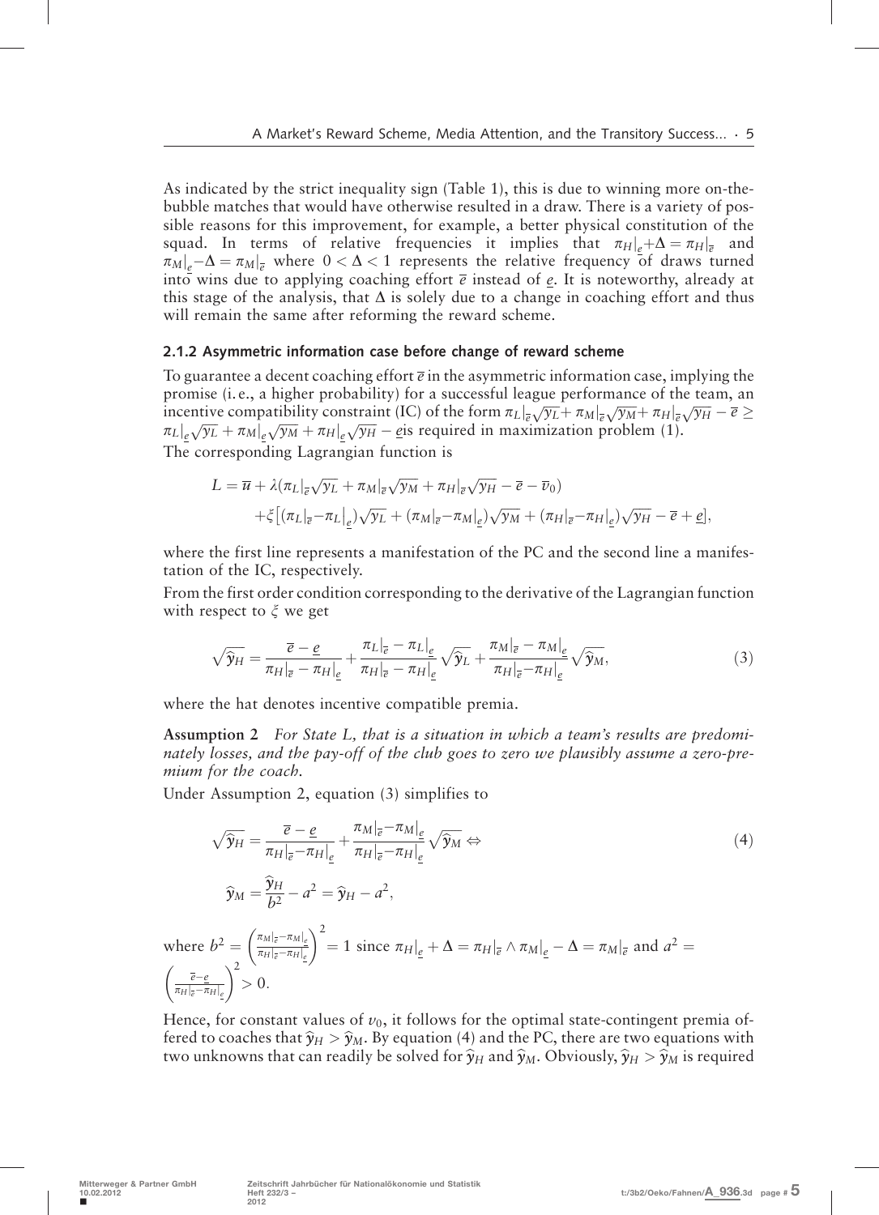As indicated by the strict inequality sign (Table 1), this is due to winning more on-the-bubble matches that would have otherwise resulted in a draw. There is a variety of possible reasons for this improvement, for example, a better physical constitution of the squad. In terms of relative frequencies it implies that $\pi_H|_{\underline{e}}+\Delta = \pi_H|_{\overline{e}}$ and $\pi_M|_{\underline{e}}-\Delta = \pi_M|_{\overline{e}}$ where $0 < \Delta < 1$ represents the relative frequency of draws turned into wins due to applying coaching effort $\overline{e}$ instead of $\underline{e}$. It is noteworthy, already at this stage of the analysis, that $\Delta$ is solely due to a change in coaching effort and thus will remain the same after reforming the reward scheme.

### 2.1.2 Asymmetric information case before change of reward scheme

To guarantee a decent coaching effort $\overline{e}$ in the asymmetric information case, implying the promise (i. e., a higher probability) for a successful league performance of the team, an incentive compatibility constraint (IC) of the form $\pi_L|_{\overline{e}}\sqrt{y_L}+\pi_M|_{\overline{e}}\sqrt{y_M}+\pi_H|_{\overline{e}}\sqrt{y_H}-\overline{e} \geq \pi_L|_{\underline{e}}\sqrt{y_L}+\pi_M|_{\underline{e}}\sqrt{y_M}+\pi_H|_{\underline{e}}\sqrt{y_H}-\underline{e}$is required in maximization problem (1).
The corresponding Lagrangian function is

$$L = \overline{u} + \lambda(\pi_L|_{\overline{e}}\sqrt{y_L}+\pi_M|_{\overline{e}}\sqrt{y_M}+\pi_H|_{\overline{e}}\sqrt{y_H}-\overline{e}-\overline{v}_0)$$
$$+\xi\left[(\pi_L|_{\overline{e}}-\pi_L|_{\underline{e}})\sqrt{y_L}+(\pi_M|_{\overline{e}}-\pi_M|_{\underline{e}})\sqrt{y_M}+(\pi_H|_{\overline{e}}-\pi_H|_{\underline{e}})\sqrt{y_H}-\overline{e}+\underline{e}\right],$$

where the first line represents a manifestation of the PC and the second line a manifestation of the IC, respectively.
From the first order condition corresponding to the derivative of the Lagrangian function with respect to $\xi$ we get

$$\sqrt{\widehat{y}_H} = \frac{\overline{e}-\underline{e}}{\pi_H|_{\overline{e}}-\pi_H|_{\underline{e}}} + \frac{\pi_L|_{\overline{e}}-\pi_L|_{\underline{e}}}{\pi_H|_{\overline{e}}-\pi_H|_{\underline{e}}}\sqrt{\widehat{y}_L} + \frac{\pi_M|_{\overline{e}}-\pi_M|_{\underline{e}}}{\pi_H|_{\overline{e}}-\pi_H|_{\underline{e}}}\sqrt{\widehat{y}_M}, \tag{3}$$

where the hat denotes incentive compatible premia.

**Assumption 2** *For State L, that is a situation in which a team's results are predominately losses, and the pay-off of the club goes to zero we plausibly assume a zero-premium for the coach.*

Under Assumption 2, equation (3) simplifies to

$$\sqrt{\widehat{y}_H} = \frac{\overline{e}-\underline{e}}{\pi_H|_{\overline{e}}-\pi_H|_{\underline{e}}} + \frac{\pi_M|_{\overline{e}}-\pi_M|_{\underline{e}}}{\pi_H|_{\overline{e}}-\pi_H|_{\underline{e}}}\sqrt{\widehat{y}_M} \Leftrightarrow \tag{4}$$

$$\widehat{y}_M = \frac{\widehat{y}_H}{b^2} - a^2 = \widehat{y}_H - a^2,$$

where $b^2 = \left(\frac{\pi_M|_{\overline{e}}-\pi_M|_{\underline{e}}}{\pi_H|_{\overline{e}}-\pi_H|_{\underline{e}}}\right)^2 = 1$ since $\pi_H|_{\underline{e}}+\Delta = \pi_H|_{\overline{e}} \wedge \pi_M|_{\underline{e}}-\Delta = \pi_M|_{\overline{e}}$ and $a^2 = \left(\frac{\overline{e}-\underline{e}}{\pi_H|_{\overline{e}}-\pi_H|_{\underline{e}}}\right)^2 > 0.$

Hence, for constant values of $v_0$, it follows for the optimal state-contingent premia offered to coaches that $\widehat{y}_H > \widehat{y}_M$. By equation (4) and the PC, there are two equations with two unknowns that can readily be solved for $\widehat{y}_H$ and $\widehat{y}_M$. Obviously, $\widehat{y}_H > \widehat{y}_M$ is required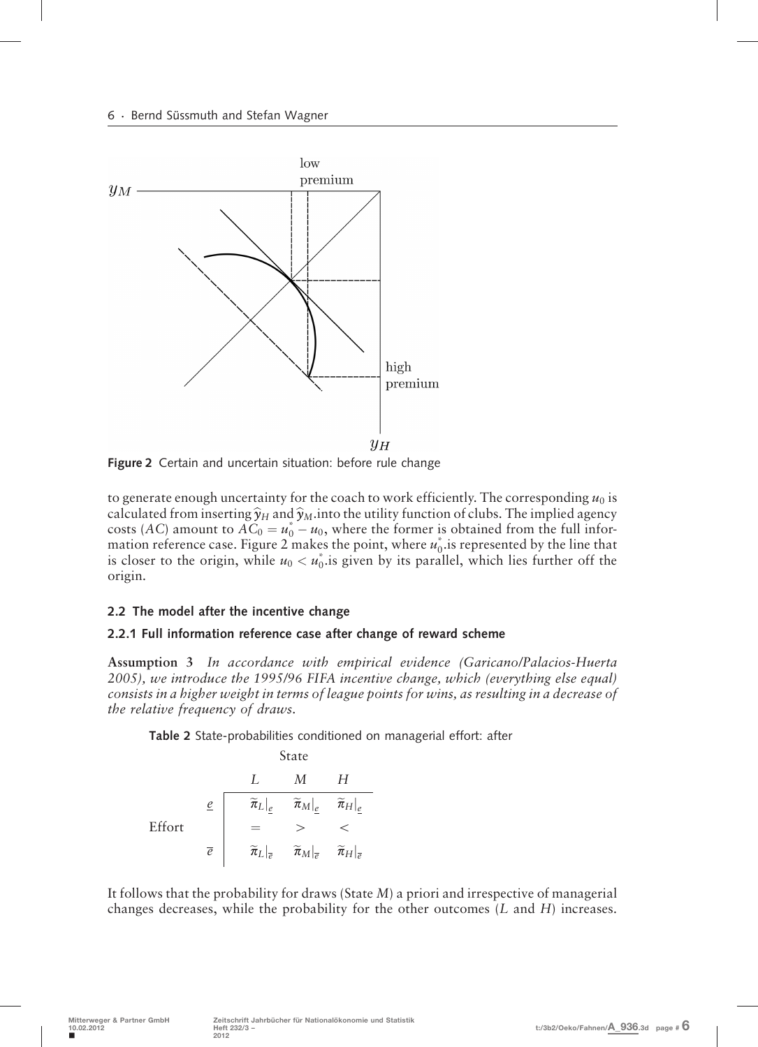Figure 2 Certain and uncertain situation: before rule change

to generate enough uncertainty for the coach to work efficiently. The corresponding $u_0$ is calculated from inserting $\widehat{y}_H$ and $\widehat{y}_M$.into the utility function of clubs. The implied agency costs ($AC$) amount to $AC_0 = u_0^* - u_0$, where the former is obtained from the full information reference case. Figure 2 makes the point, where $u_0^*$.is represented by the line that is closer to the origin, while $u_0 < u_0^*$.is given by its parallel, which lies further off the origin.

### 2.2 The model after the incentive change

#### 2.2.1 Full information reference case after change of reward scheme

**Assumption 3** *In accordance with empirical evidence (Garicano/Palacios-Huerta 2005), we introduce the 1995/96 FIFA incentive change, which (everything else equal) consists in a higher weight in terms of league points for wins, as resulting in a decrease of the relative frequency of draws.*

Table 2 State-probabilities conditioned on managerial effort: after

| | | State | | |
|---|---|---|---|---|
| | | $L$ | $M$ | $H$ |
| Effort | $\underline{e}$ | $\widetilde{\pi}_L\vert_{\underline{e}}$ | $\widetilde{\pi}_M\vert_{\underline{e}}$ | $\widetilde{\pi}_H\vert_{\underline{e}}$ |
| | | $=$ | $>$ | $<$ |
| | $\overline{e}$ | $\widetilde{\pi}_L\vert_{\overline{e}}$ | $\widetilde{\pi}_M\vert_{\overline{e}}$ | $\widetilde{\pi}_H\vert_{\overline{e}}$ |

It follows that the probability for draws (State $M$) a priori and irrespective of managerial changes decreases, while the probability for the other outcomes ($L$ and $H$) increases.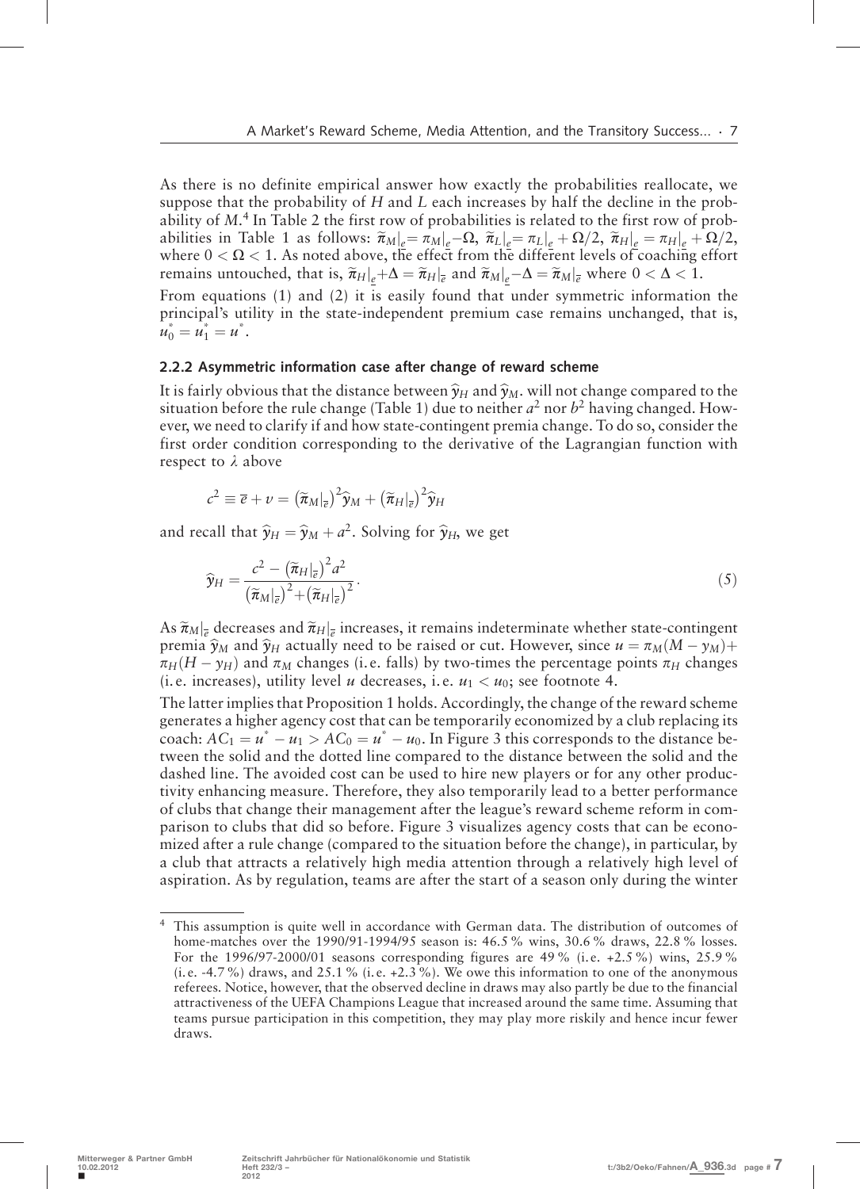As there is no definite empirical answer how exactly the probabilities reallocate, we suppose that the probability of $H$ and $L$ each increases by half the decline in the probability of $M$.[4] In Table 2 the first row of probabilities is related to the first row of probabilities in Table 1 as follows: $\tilde{\pi}_M|_{\underline{e}} = \pi_M|_{\underline{e}} - \Omega$, $\tilde{\pi}_L|_{\underline{e}} = \pi_L|_{\underline{e}} + \Omega/2$, $\tilde{\pi}_H|_{\underline{e}} = \pi_H|_{\underline{e}} + \Omega/2$, where $0 < \Omega < 1$. As noted above, the effect from the different levels of coaching effort remains untouched, that is, $\tilde{\pi}_H|_{\underline{e}} + \Delta = \tilde{\pi}_H|_{\overline{e}}$ and $\tilde{\pi}_M|_{\underline{e}} - \Delta = \tilde{\pi}_M|_{\overline{e}}$ where $0 < \Delta < 1$.

From equations (1) and (2) it is easily found that under symmetric information the principal's utility in the state-independent premium case remains unchanged, that is, $u_0^* = u_1^* = u^*$.

### 2.2.2 Asymmetric information case after change of reward scheme

It is fairly obvious that the distance between $\widehat{y}_H$ and $\widehat{y}_M$. will not change compared to the situation before the rule change (Table 1) due to neither $a^2$ nor $b^2$ having changed. However, we need to clarify if and how state-contingent premia change. To do so, consider the first order condition corresponding to the derivative of the Lagrangian function with respect to $\lambda$ above

$$c^2 \equiv \overline{e} + v = \left(\tilde{\pi}_M|_{\overline{e}}\right)^2 \widehat{y}_M + \left(\tilde{\pi}_H|_{\overline{e}}\right)^2 \widehat{y}_H$$

and recall that $\widehat{y}_H = \widehat{y}_M + a^2$. Solving for $\widehat{y}_H$, we get

$$\widehat{y}_H = \frac{c^2 - \left(\tilde{\pi}_H|_{\overline{e}}\right)^2 a^2}{\left(\tilde{\pi}_M|_{\overline{e}}\right)^2 + \left(\tilde{\pi}_H|_{\overline{e}}\right)^2}. \tag{5}$$

As $\tilde{\pi}_M|_{\overline{e}}$ decreases and $\tilde{\pi}_H|_{\overline{e}}$ increases, it remains indeterminate whether state-contingent premia $\widehat{y}_M$ and $\widehat{y}_H$ actually need to be raised or cut. However, since $u = \pi_M(M - y_M) + \pi_H(H - y_H)$ and $\pi_M$ changes (i. e. falls) by two-times the percentage points $\pi_H$ changes (i. e. increases), utility level $u$ decreases, i. e. $u_1 < u_0$; see footnote 4.

The latter implies that Proposition 1 holds. Accordingly, the change of the reward scheme generates a higher agency cost that can be temporarily economized by a club replacing its coach: $AC_1 = u^* - u_1 > AC_0 = u^* - u_0$. In Figure 3 this corresponds to the distance between the solid and the dotted line compared to the distance between the solid and the dashed line. The avoided cost can be used to hire new players or for any other productivity enhancing measure. Therefore, they also temporarily lead to a better performance of clubs that change their management after the league's reward scheme reform in comparison to clubs that did so before. Figure 3 visualizes agency costs that can be economized after a rule change (compared to the situation before the change), in particular, by a club that attracts a relatively high media attention through a relatively high level of aspiration. As by regulation, teams are after the start of a season only during the winter

---

[4] This assumption is quite well in accordance with German data. The distribution of outcomes of home-matches over the 1990/91-1994/95 season is: 46.5 % wins, 30.6 % draws, 22.8 % losses. For the 1996/97-2000/01 seasons corresponding figures are 49 % (i. e. +2.5 %) wins, 25.9 % (i. e. -4.7 %) draws, and 25.1 % (i. e. +2.3 %). We owe this information to one of the anonymous referees. Notice, however, that the observed decline in draws may also partly be due to the financial attractiveness of the UEFA Champions League that increased around the same time. Assuming that teams pursue participation in this competition, they may play more riskily and hence incur fewer draws.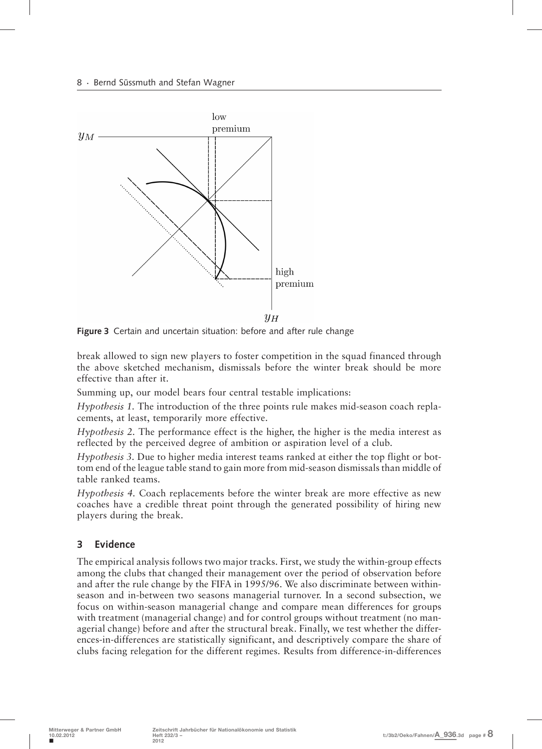low
premium

$y_M$

high
premium

$y_H$

**Figure 3** Certain and uncertain situation: before and after rule change

break allowed to sign new players to foster competition in the squad financed through the above sketched mechanism, dismissals before the winter break should be more effective than after it.

Summing up, our model bears four central testable implications:

*Hypothesis 1.* The introduction of the three points rule makes mid-season coach replacements, at least, temporarily more effective.

*Hypothesis 2.* The performance effect is the higher, the higher is the media interest as reflected by the perceived degree of ambition or aspiration level of a club.

*Hypothesis 3.* Due to higher media interest teams ranked at either the top flight or bottom end of the league table stand to gain more from mid-season dismissals than middle of table ranked teams.

*Hypothesis 4.* Coach replacements before the winter break are more effective as new coaches have a credible threat point through the generated possibility of hiring new players during the break.

## 3 Evidence

The empirical analysis follows two major tracks. First, we study the within-group effects among the clubs that changed their management over the period of observation before and after the rule change by the FIFA in 1995/96. We also discriminate between within-season and in-between two seasons managerial turnover. In a second subsection, we focus on within-season managerial change and compare mean differences for groups with treatment (managerial change) and for control groups without treatment (no managerial change) before and after the structural break. Finally, we test whether the differences-in-differences are statistically significant, and descriptively compare the share of clubs facing relegation for the different regimes. Results from difference-in-differences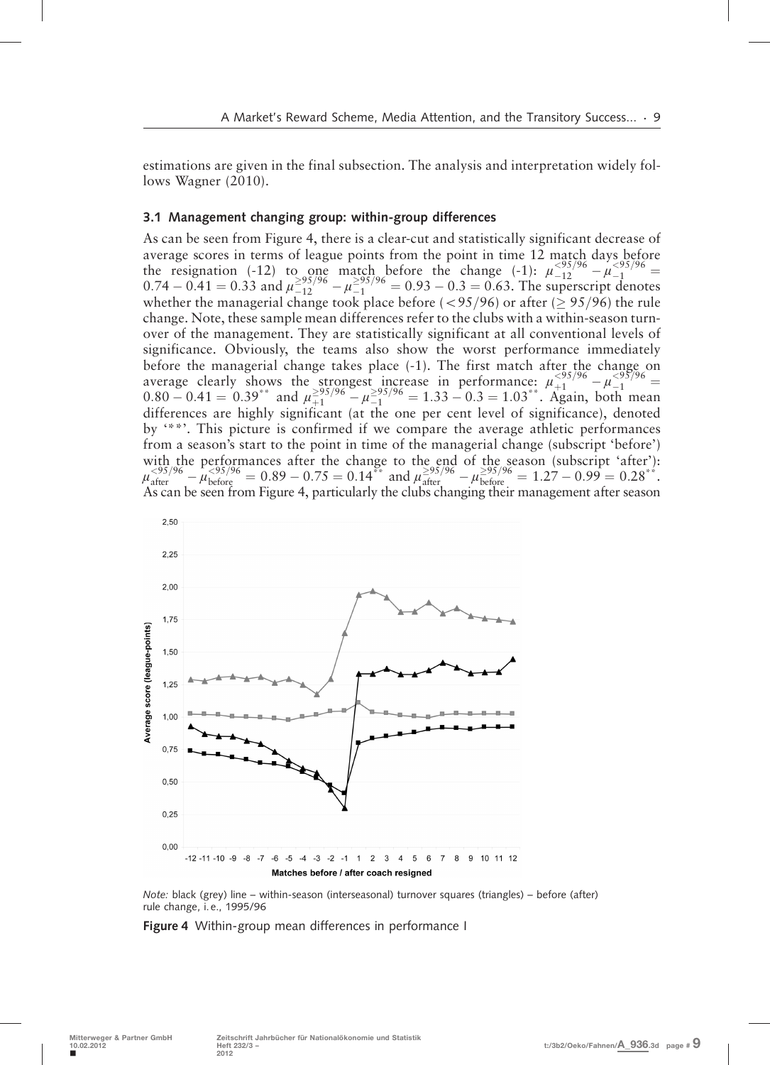estimations are given in the final subsection. The analysis and interpretation widely follows Wagner (2010).

### 3.1 Management changing group: within-group differences

As can be seen from Figure 4, there is a clear-cut and statistically significant decrease of average scores in terms of league points from the point in time 12 match days before the resignation (-12) to one match before the change (-1): $\mu_{-12}^{<95/96} - \mu_{-1}^{<95/96} = 0.74 - 0.41 = 0.33$ and $\mu_{-12}^{\geq 95/96} - \mu_{-1}^{\geq 95/96} = 0.93 - 0.3 = 0.63$. The superscript denotes whether the managerial change took place before ($<95/96$) or after ($\geq 95/96$) the rule change. Note, these sample mean differences refer to the clubs with a within-season turnover of the management. They are statistically significant at all conventional levels of significance. Obviously, the teams also show the worst performance immediately before the managerial change takes place (-1). The first match after the change on average clearly shows the strongest increase in performance: $\mu_{+1}^{<95/96} - \mu_{-1}^{<95/96} = 0.80 - 0.41 = 0.39^{**}$ and $\mu_{+1}^{\geq 95/96} - \mu_{-1}^{\geq 95/96} = 1.33 - 0.3 = 1.03^{**}$. Again, both mean differences are highly significant (at the one per cent level of significance), denoted by '**'. This picture is confirmed if we compare the average athletic performances from a season's start to the point in time of the managerial change (subscript 'before') with the performances after the change to the end of the season (subscript 'after'): $\mu_{\text{after}}^{<95/96} - \mu_{\text{before}}^{<95/96} = 0.89 - 0.75 = 0.14^{**}$ and $\mu_{\text{after}}^{\geq 95/96} - \mu_{\text{before}}^{\geq 95/96} = 1.27 - 0.99 = 0.28^{**}$. As can be seen from Figure 4, particularly the clubs changing their management after season

*Note:* black (grey) line – within-season (interseasonal) turnover squares (triangles) – before (after) rule change, i.e., 1995/96

**Figure 4** Within-group mean differences in performance I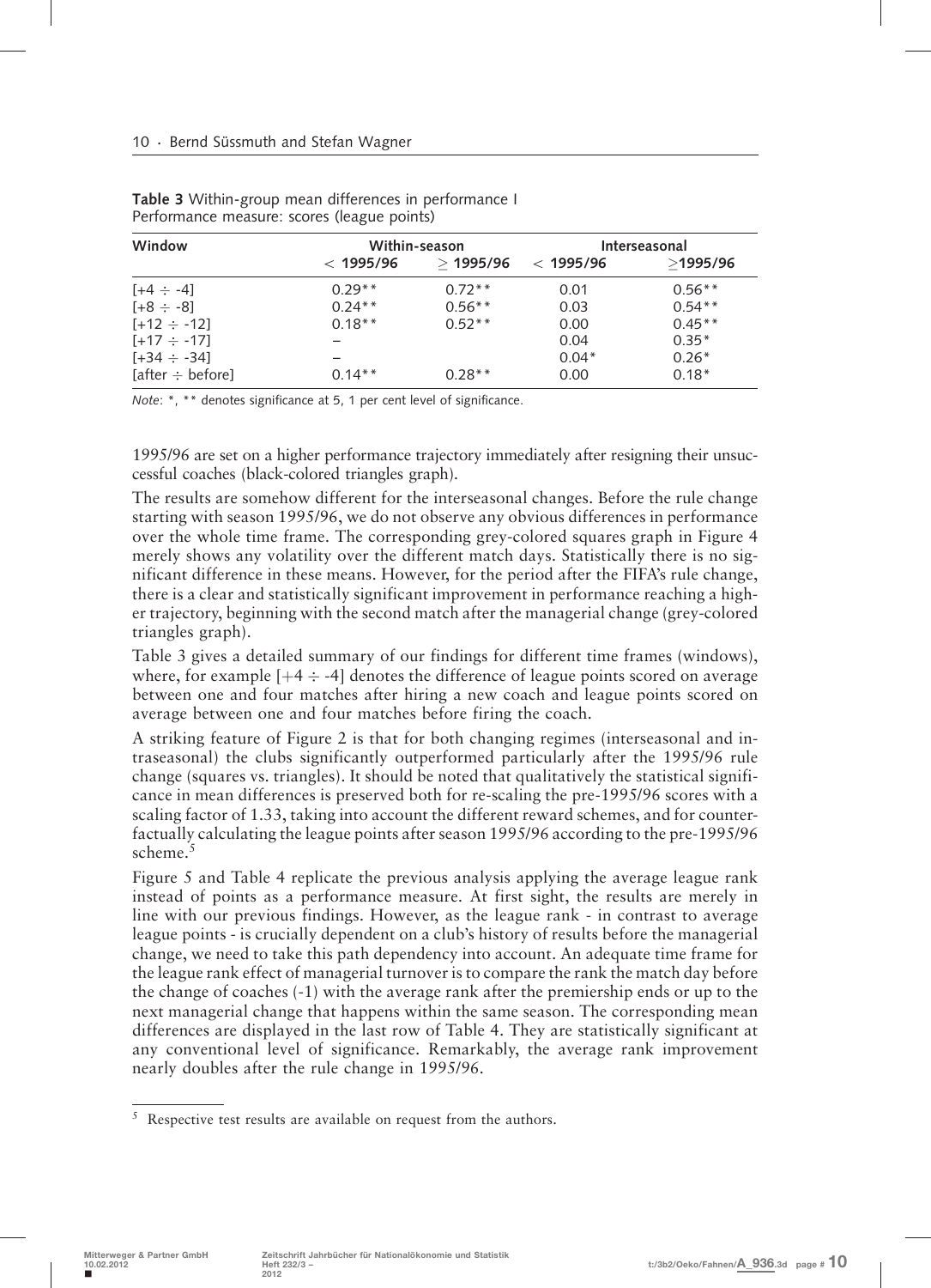**Table 3** Within-group mean differences in performance I
Performance measure: scores (league points)

| Window | Within-season | | Interseasonal | |
|---|---|---|---|---|
| | < 1995/96 | ≥ 1995/96 | < 1995/96 | ≥1995/96 |
| [+4 ÷ -4] | 0.29** | 0.72** | 0.01 | 0.56** |
| [+8 ÷ -8] | 0.24** | 0.56** | 0.03 | 0.54** |
| [+12 ÷ -12] | 0.18** | 0.52** | 0.00 | 0.45** |
| [+17 ÷ -17] | – | | 0.04 | 0.35* |
| [+34 ÷ -34] | – | | 0.04* | 0.26* |
| [after ÷ before] | 0.14** | 0.28** | 0.00 | 0.18* |

*Note*: *, ** denotes significance at 5, 1 per cent level of significance.

1995/96 are set on a higher performance trajectory immediately after resigning their unsuccessful coaches (black-colored triangles graph).

The results are somehow different for the interseasonal changes. Before the rule change starting with season 1995/96, we do not observe any obvious differences in performance over the whole time frame. The corresponding grey-colored squares graph in Figure 4 merely shows any volatility over the different match days. Statistically there is no significant difference in these means. However, for the period after the FIFA's rule change, there is a clear and statistically significant improvement in performance reaching a higher trajectory, beginning with the second match after the managerial change (grey-colored triangles graph).

Table 3 gives a detailed summary of our findings for different time frames (windows), where, for example [+4 ÷ -4] denotes the difference of league points scored on average between one and four matches after hiring a new coach and league points scored on average between one and four matches before firing the coach.

A striking feature of Figure 2 is that for both changing regimes (interseasonal and intraseasonal) the clubs significantly outperformed particularly after the 1995/96 rule change (squares vs. triangles). It should be noted that qualitatively the statistical significance in mean differences is preserved both for re-scaling the pre-1995/96 scores with a scaling factor of 1.33, taking into account the different reward schemes, and for counterfactually calculating the league points after season 1995/96 according to the pre-1995/96 scheme.[5]

Figure 5 and Table 4 replicate the previous analysis applying the average league rank instead of points as a performance measure. At first sight, the results are merely in line with our previous findings. However, as the league rank - in contrast to average league points - is crucially dependent on a club's history of results before the managerial change, we need to take this path dependency into account. An adequate time frame for the league rank effect of managerial turnover is to compare the rank the match day before the change of coaches (-1) with the average rank after the premiership ends or up to the next managerial change that happens within the same season. The corresponding mean differences are displayed in the last row of Table 4. They are statistically significant at any conventional level of significance. Remarkably, the average rank improvement nearly doubles after the rule change in 1995/96.

[5] Respective test results are available on request from the authors.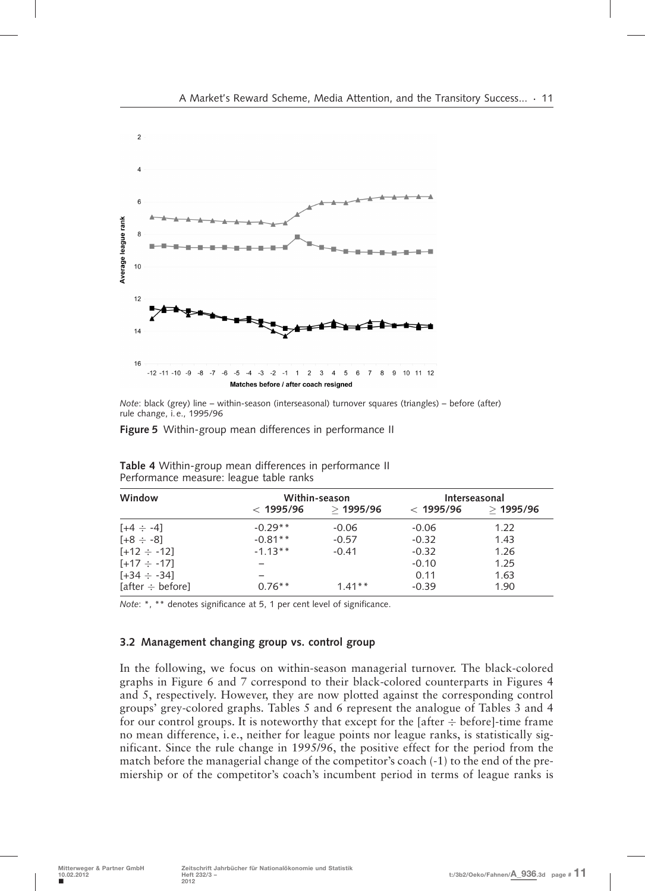*Note*: black (grey) line – within-season (interseasonal) turnover squares (triangles) – before (after) rule change, i. e., 1995/96

**Figure 5** Within-group mean differences in performance II

**Table 4** Within-group mean differences in performance II
Performance measure: league table ranks

| Window | Within-season | | Interseasonal | |
|---|---|---|---|---|
| | < 1995/96 | ≥ 1995/96 | < 1995/96 | ≥ 1995/96 |
| [+4 ÷ -4] | -0.29** | -0.06 | -0.06 | 1.22 |
| [+8 ÷ -8] | -0.81** | -0.57 | -0.32 | 1.43 |
| [+12 ÷ -12] | -1.13** | -0.41 | -0.32 | 1.26 |
| [+17 ÷ -17] | – | | -0.10 | 1.25 |
| [+34 ÷ -34] | – | | 0.11 | 1.63 |
| [after ÷ before] | 0.76** | 1.41** | -0.39 | 1.90 |

*Note*: *, ** denotes significance at 5, 1 per cent level of significance.

### 3.2 Management changing group vs. control group

In the following, we focus on within-season managerial turnover. The black-colored graphs in Figure 6 and 7 correspond to their black-colored counterparts in Figures 4 and 5, respectively. However, they are now plotted against the corresponding control groups' grey-colored graphs. Tables 5 and 6 represent the analogue of Tables 3 and 4 for our control groups. It is noteworthy that except for the [after ÷ before]-time frame no mean difference, i. e., neither for league points nor league ranks, is statistically significant. Since the rule change in 1995/96, the positive effect for the period from the match before the managerial change of the competitor's coach (-1) to the end of the premiership or of the competitor's coach's incumbent period in terms of league ranks is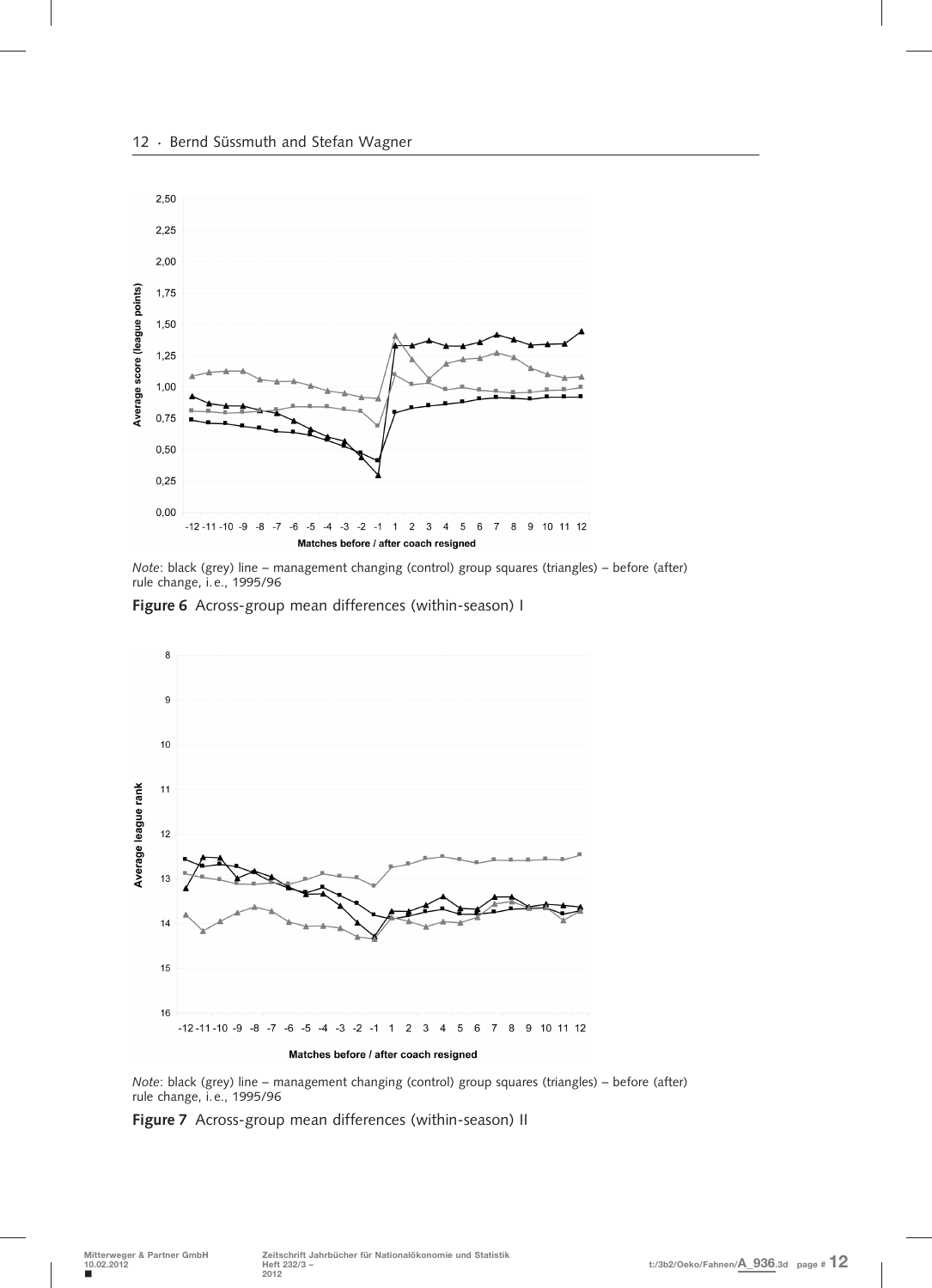*Note*: black (grey) line – management changing (control) group squares (triangles) – before (after) rule change, i. e., 1995/96

**Figure 6** Across-group mean differences (within-season) I

*Note*: black (grey) line – management changing (control) group squares (triangles) – before (after) rule change, i. e., 1995/96

**Figure 7** Across-group mean differences (within-season) II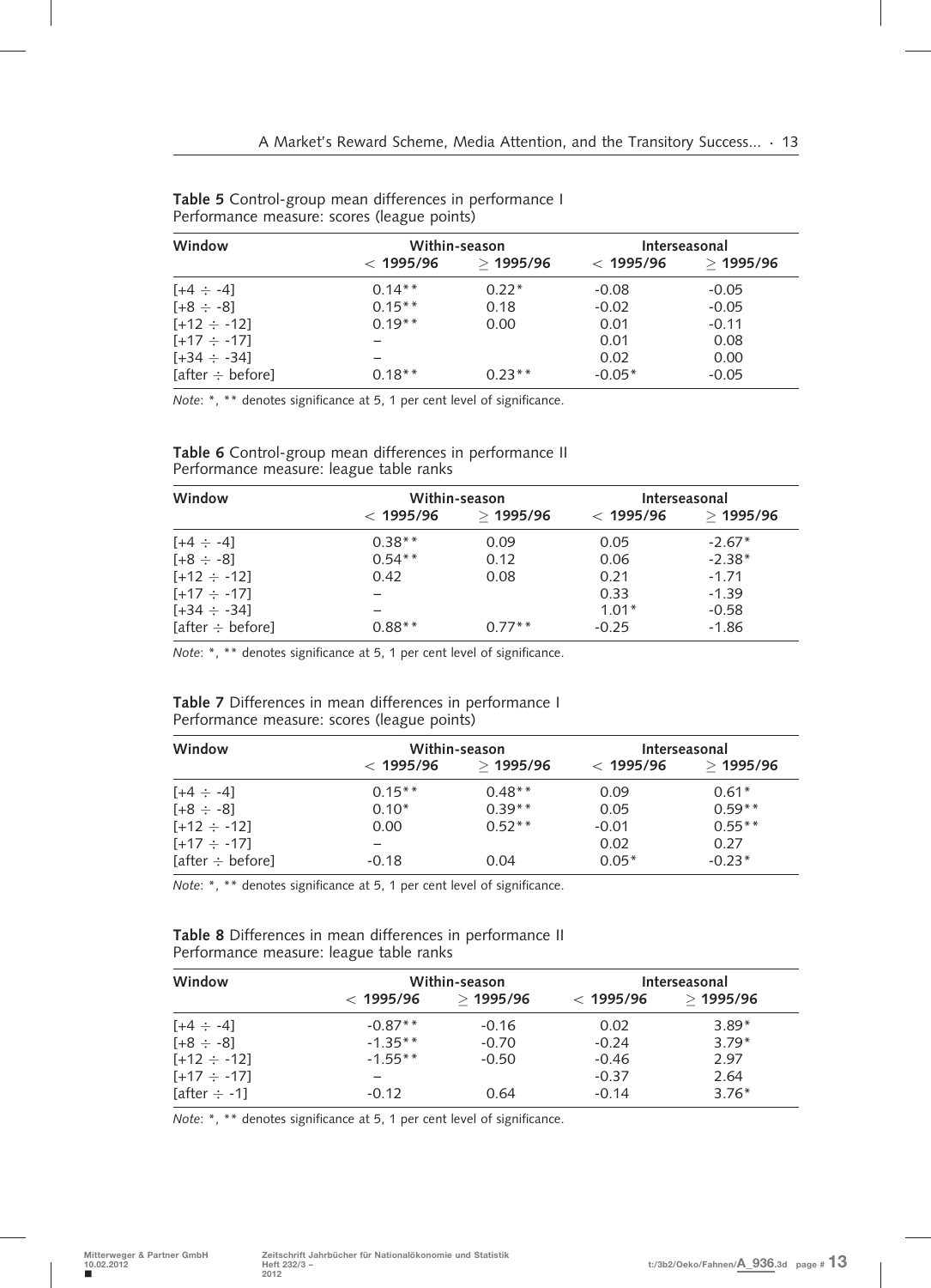**Table 5** Control-group mean differences in performance I
Performance measure: scores (league points)

| Window | Within-season | | Interseasonal | |
|---|---|---|---|---|
| | < 1995/96 | ≥ 1995/96 | < 1995/96 | ≥ 1995/96 |
| [+4 ÷ -4] | 0.14** | 0.22* | -0.08 | -0.05 |
| [+8 ÷ -8] | 0.15** | 0.18 | -0.02 | -0.05 |
| [+12 ÷ -12] | 0.19** | 0.00 | 0.01 | -0.11 |
| [+17 ÷ -17] | – | | 0.01 | 0.08 |
| [+34 ÷ -34] | – | | 0.02 | 0.00 |
| [after ÷ before] | 0.18** | 0.23** | -0.05* | -0.05 |

*Note*: *, ** denotes significance at 5, 1 per cent level of significance.

**Table 6** Control-group mean differences in performance II
Performance measure: league table ranks

| Window | Within-season | | Interseasonal | |
|---|---|---|---|---|
| | < 1995/96 | ≥ 1995/96 | < 1995/96 | ≥ 1995/96 |
| [+4 ÷ -4] | 0.38** | 0.09 | 0.05 | -2.67* |
| [+8 ÷ -8] | 0.54** | 0.12 | 0.06 | -2.38* |
| [+12 ÷ -12] | 0.42 | 0.08 | 0.21 | -1.71 |
| [+17 ÷ -17] | – | | 0.33 | -1.39 |
| [+34 ÷ -34] | – | | 1.01* | -0.58 |
| [after ÷ before] | 0.88** | 0.77** | -0.25 | -1.86 |

*Note*: *, ** denotes significance at 5, 1 per cent level of significance.

**Table 7** Differences in mean differences in performance I
Performance measure: scores (league points)

| Window | Within-season | | Interseasonal | |
|---|---|---|---|---|
| | < 1995/96 | ≥ 1995/96 | < 1995/96 | ≥ 1995/96 |
| [+4 ÷ -4] | 0.15** | 0.48** | 0.09 | 0.61* |
| [+8 ÷ -8] | 0.10* | 0.39** | 0.05 | 0.59** |
| [+12 ÷ -12] | 0.00 | 0.52** | -0.01 | 0.55** |
| [+17 ÷ -17] | – | | 0.02 | 0.27 |
| [after ÷ before] | -0.18 | 0.04 | 0.05* | -0.23* |

*Note*: *, ** denotes significance at 5, 1 per cent level of significance.

**Table 8** Differences in mean differences in performance II
Performance measure: league table ranks

| Window | Within-season | | Interseasonal | |
|---|---|---|---|---|
| | < 1995/96 | ≥ 1995/96 | < 1995/96 | ≥ 1995/96 |
| [+4 ÷ -4] | -0.87** | -0.16 | 0.02 | 3.89* |
| [+8 ÷ -8] | -1.35** | -0.70 | -0.24 | 3.79* |
| [+12 ÷ -12] | -1.55** | -0.50 | -0.46 | 2.97 |
| [+17 ÷ -17] | – | | -0.37 | 2.64 |
| [after ÷ -1] | -0.12 | 0.64 | -0.14 | 3.76* |

*Note*: *, ** denotes significance at 5, 1 per cent level of significance.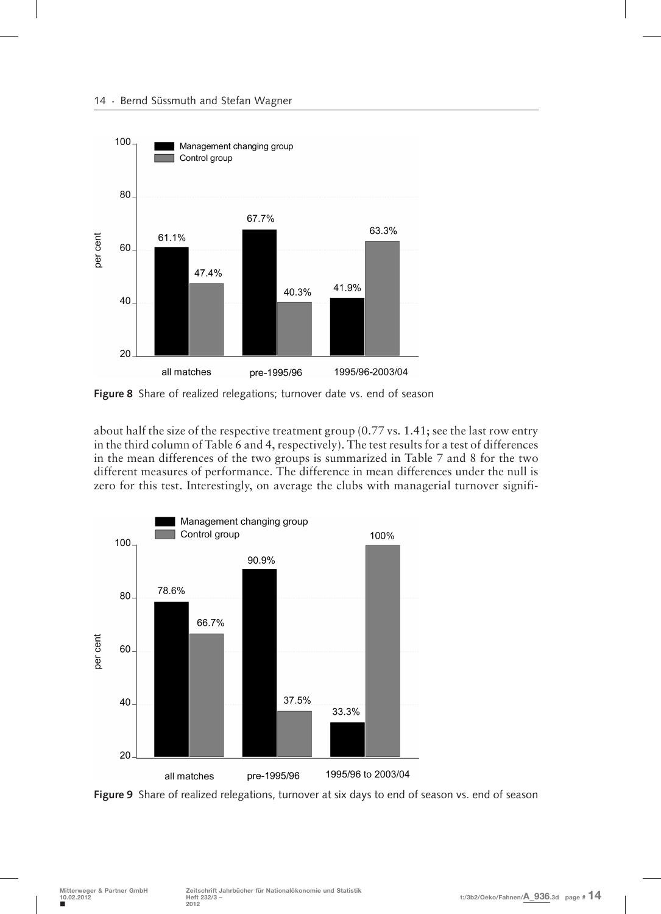**Figure 8** Share of realized relegations; turnover date vs. end of season

about half the size of the respective treatment group (0.77 vs. 1.41; see the last row entry in the third column of Table 6 and 4, respectively). The test results for a test of differences in the mean differences of the two groups is summarized in Table 7 and 8 for the two different measures of performance. The difference in mean differences under the null is zero for this test. Interestingly, on average the clubs with managerial turnover signifi-

**Figure 9** Share of realized relegations, turnover at six days to end of season vs. end of season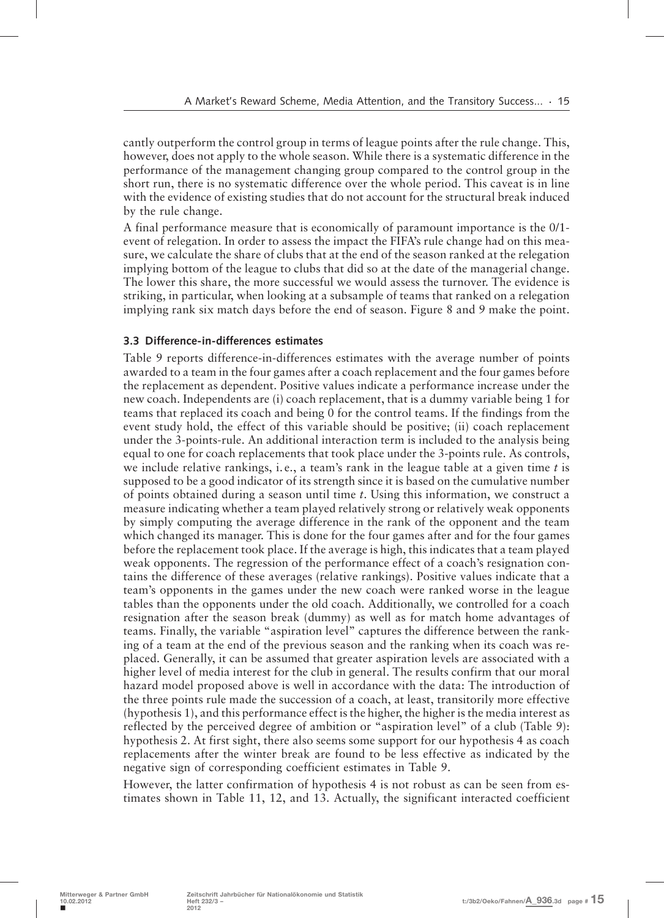cantly outperform the control group in terms of league points after the rule change. This, however, does not apply to the whole season. While there is a systematic difference in the performance of the management changing group compared to the control group in the short run, there is no systematic difference over the whole period. This caveat is in line with the evidence of existing studies that do not account for the structural break induced by the rule change.

A final performance measure that is economically of paramount importance is the 0/1-event of relegation. In order to assess the impact the FIFA's rule change had on this measure, we calculate the share of clubs that at the end of the season ranked at the relegation implying bottom of the league to clubs that did so at the date of the managerial change. The lower this share, the more successful we would assess the turnover. The evidence is striking, in particular, when looking at a subsample of teams that ranked on a relegation implying rank six match days before the end of season. Figure 8 and 9 make the point.

### 3.3 Difference-in-differences estimates

Table 9 reports difference-in-differences estimates with the average number of points awarded to a team in the four games after a coach replacement and the four games before the replacement as dependent. Positive values indicate a performance increase under the new coach. Independents are (i) coach replacement, that is a dummy variable being 1 for teams that replaced its coach and being 0 for the control teams. If the findings from the event study hold, the effect of this variable should be positive; (ii) coach replacement under the 3-points-rule. An additional interaction term is included to the analysis being equal to one for coach replacements that took place under the 3-points rule. As controls, we include relative rankings, i.e., a team's rank in the league table at a given time *t* is supposed to be a good indicator of its strength since it is based on the cumulative number of points obtained during a season until time *t*. Using this information, we construct a measure indicating whether a team played relatively strong or relatively weak opponents by simply computing the average difference in the rank of the opponent and the team which changed its manager. This is done for the four games after and for the four games before the replacement took place. If the average is high, this indicates that a team played weak opponents. The regression of the performance effect of a coach's resignation contains the difference of these averages (relative rankings). Positive values indicate that a team's opponents in the games under the new coach were ranked worse in the league tables than the opponents under the old coach. Additionally, we controlled for a coach resignation after the season break (dummy) as well as for match home advantages of teams. Finally, the variable "aspiration level" captures the difference between the ranking of a team at the end of the previous season and the ranking when its coach was replaced. Generally, it can be assumed that greater aspiration levels are associated with a higher level of media interest for the club in general. The results confirm that our moral hazard model proposed above is well in accordance with the data: The introduction of the three points rule made the succession of a coach, at least, transitorily more effective (hypothesis 1), and this performance effect is the higher, the higher is the media interest as reflected by the perceived degree of ambition or "aspiration level" of a club (Table 9): hypothesis 2. At first sight, there also seems some support for our hypothesis 4 as coach replacements after the winter break are found to be less effective as indicated by the negative sign of corresponding coefficient estimates in Table 9.

However, the latter confirmation of hypothesis 4 is not robust as can be seen from estimates shown in Table 11, 12, and 13. Actually, the significant interacted coefficient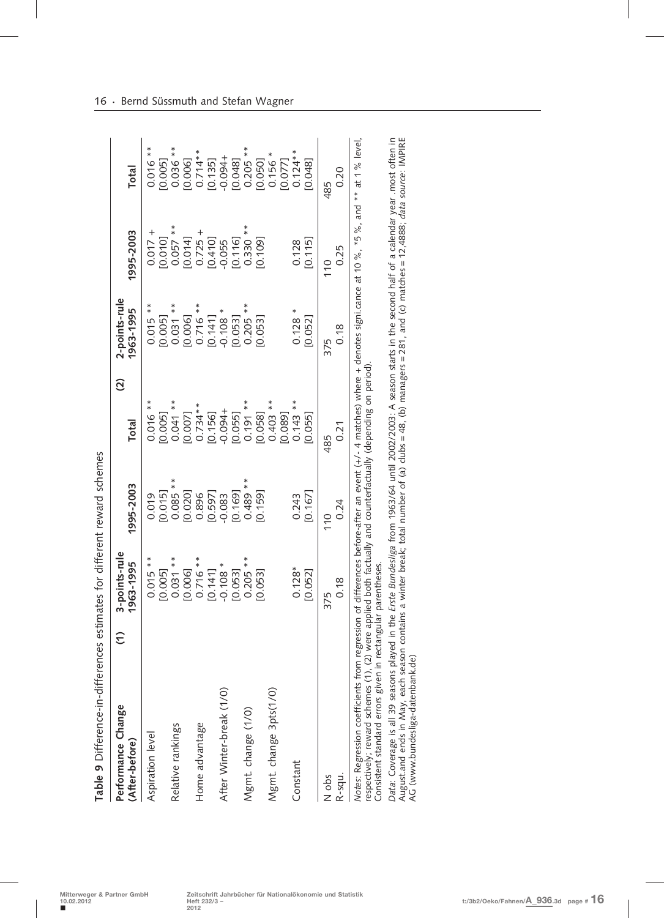**Table 9** Difference-in-differences estimates for different reward schemes

| Performance Change (After-before) | (1) 3-points-rule 1963-1995 | 1995-2003 | Total | (2) 2-points-rule 1963-1995 | 1995-2003 | Total |
|---|---|---|---|---|---|---|
| Aspiration level | 0.015 ** | 0.019 | 0.016 ** | 0.015 ** | 0.017 + | 0.016 ** |
| | [0.005] | [0.015] | [0.005] | [0.005] | [0.010] | [0.005] |
| Relative rankings | 0.031 ** | 0.085 ** | 0.041 ** | 0.031 ** | 0.057 ** | 0.036 ** |
| | [0.006] | [0.020] | [0.007] | [0.006] | [0.014] | [0.006] |
| Home advantage | 0.716 ** | 0.896 | 0.734 ** | 0.716 ** | 0.725 + | 0.714 ** |
| | [0.141] | [0.597] | [0.156] | [0.141] | [0.410] | [0.135] |
| After Winter-break (1/0) | -0.108 * | -0.083 | -0.094+ | -0.108 * | -0.055 | -0.094+ |
| | [0.053] | [0.169] | [0.055] | [0.053] | [0.116] | [0.048] |
| Mgmt. change (1/0) | 0.205 ** | 0.489 ** | 0.191 ** | 0.205 ** | 0.330 ** | 0.205 ** |
| | [0.053] | [0.159] | [0.058] | [0.053] | [0.109] | [0.050] |
| Mgmt. change 3pts(1/0) | | | 0.403 ** | | | 0.156 * |
| | | | [0.089] | | | [0.077] |
| Constant | 0.128* | 0.243 | 0.143 ** | 0.128 * | 0.128 | 0.124** |
| | [0.052] | [0.167] | [0.055] | [0.052] | [0.115] | [0.048] |
| N obs | 375 | 110 | 485 | 375 | 110 | 485 |
| R-squ. | 0.18 | 0.24 | 0.21 | 0.18 | 0.25 | 0.20 |

*Notes*: Regression coefficients from regression of differences before-after an event (+/- 4 matches) where + denotes significance at 10 %, *5 %, and ** at 1 % level, respectively; reward schemes (1), (2) were applied both factually and counterfactually (depending on period). Consistent standard errors given in rectangular parentheses.

*Data*: Coverage is all 39 seasons played in the *Erste Bundesliga* from 1963/64 until 2002/2003: A season starts in the second half of a calendar year, most often in August and ends in May, each season contains a winter break; total number of (a) clubs = 48, (b) managers = 281, and (c) matches = 12,4888; *data source*: IMPIRE AG (www.bundesliga-datenbank.de)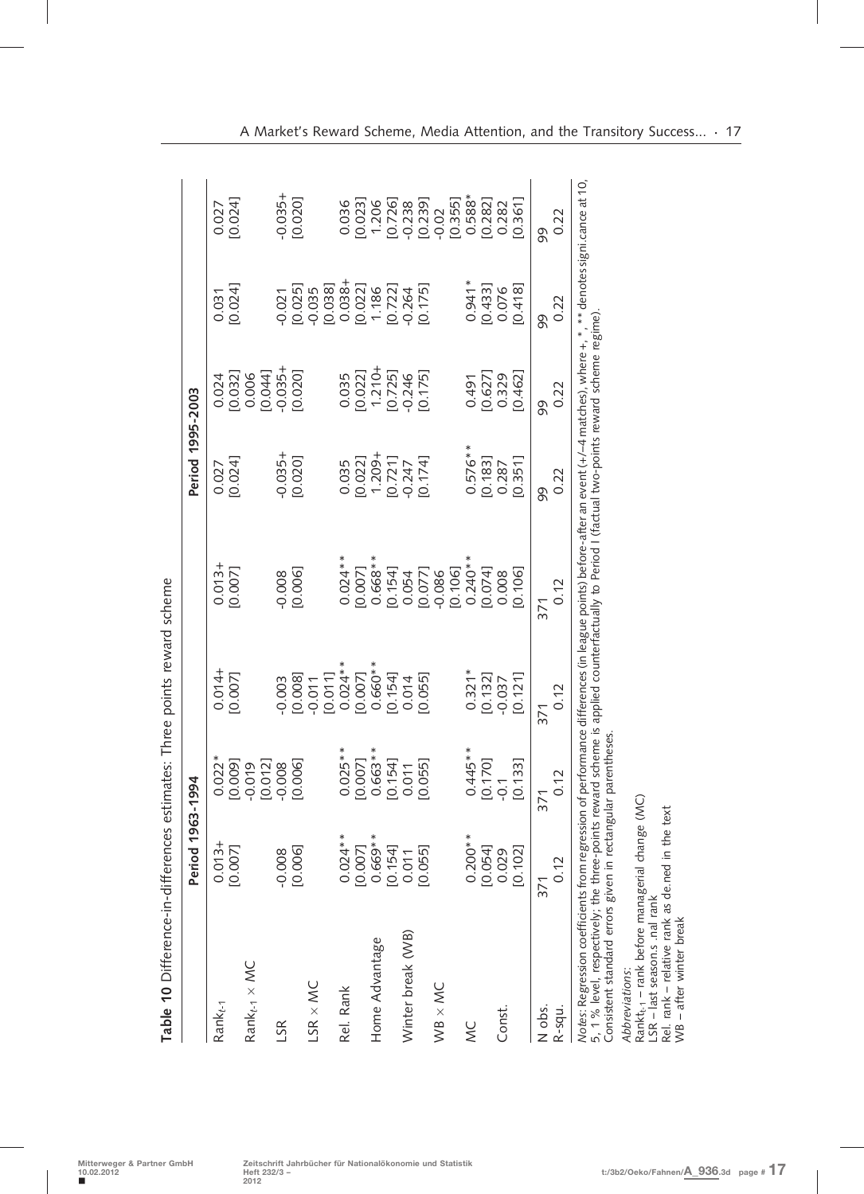**Table 10** Difference-in-differences estimates: Three points reward scheme

| | Period 1963-1994 | | | | Period 1995-2003 | | | |
|---|---|---|---|---|---|---|---|---|
| $Rank_{t-1}$ | 0.013+ | 0.022* | 0.014+ | 0.013+ | 0.027 | 0.024 | 0.031 | 0.027 |
| | [0.007] | [0.009] | [0.007] | [0.007] | [0.024] | [0.032] | [0.024] | [0.024] |
| $Rank_{t-1} \times MC$ | | -0.019 | | | | 0.006 | | |
| | | [0.012] | | | | [0.044] | | |
| LSR | -0.008 | -0.008 | -0.003 | -0.008 | -0.035+ | -0.035+ | -0.021 | -0.035+ |
| | [0.006] | [0.006] | [0.008] | [0.006] | [0.020] | [0.020] | [0.025] | [0.020] |
| LSR × MC | | | -0.011 | | | | -0.035 | |
| | | | [0.011] | | | | [0.038] | |
| Rel. Rank | 0.024** | 0.025** | 0.024** | 0.024** | 0.035 | 0.035 | 0.038+ | 0.036 |
| | [0.007] | [0.007] | [0.007] | [0.007] | [0.022] | [0.022] | [0.022] | [0.023] |
| Home Advantage | 0.669** | 0.663** | 0.660** | 0.668** | 1.209+ | 1.210+ | 1.186 | 1.206 |
| | [0.154] | [0.154] | [0.154] | [0.154] | [0.721] | [0.725] | [0.722] | [0.726] |
| Winter break (WB) | 0.011 | 0.011 | 0.014 | 0.054 | -0.247 | -0.246 | -0.264 | -0.238 |
| | [0.055] | [0.055] | [0.055] | [0.077] | [0.174] | [0.175] | [0.175] | [0.239] |
| WB × MC | | | | -0.086 | | | | -0.02 |
| | | | | [0.106] | | | | [0.355] |
| MC | 0.200** | 0.445** | 0.321* | 0.240** | 0.576** | 0.491 | 0.941* | 0.588* |
| | [0.054] | [0.170] | [0.132] | [0.074] | [0.183] | [0.627] | [0.433] | [0.282] |
| Const. | 0.029 | -0.1 | -0.037 | 0.008 | 0.287 | 0.329 | 0.076 | 0.282 |
| | [0.102] | [0.133] | [0.121] | [0.106] | [0.351] | [0.462] | [0.418] | [0.361] |
| N obs. | 371 | 371 | 371 | 371 | 99 | 99 | 99 | 99 |
| R-squ. | 0.12 | 0.12 | 0.12 | 0.12 | 0.22 | 0.22 | 0.22 | 0.22 |

*Notes*: Regression coefficients from regression of performance differences (in league points) before-after an event (+/–4 matches), where +, *, ** denotes signi.cance at 10, 5, 1 % level, respectively; the three-points reward scheme is applied counterfactually to Period I (factual two-points reward scheme regime). Consistent standard errors given in rectangular parentheses.

*Abbreviations*:
$Rankt_{t-1}$ – rank before managerial change (MC)
LSR – last season.s .nal rank
Rel. rank – relative rank as de.ned in the text
WB – after winter break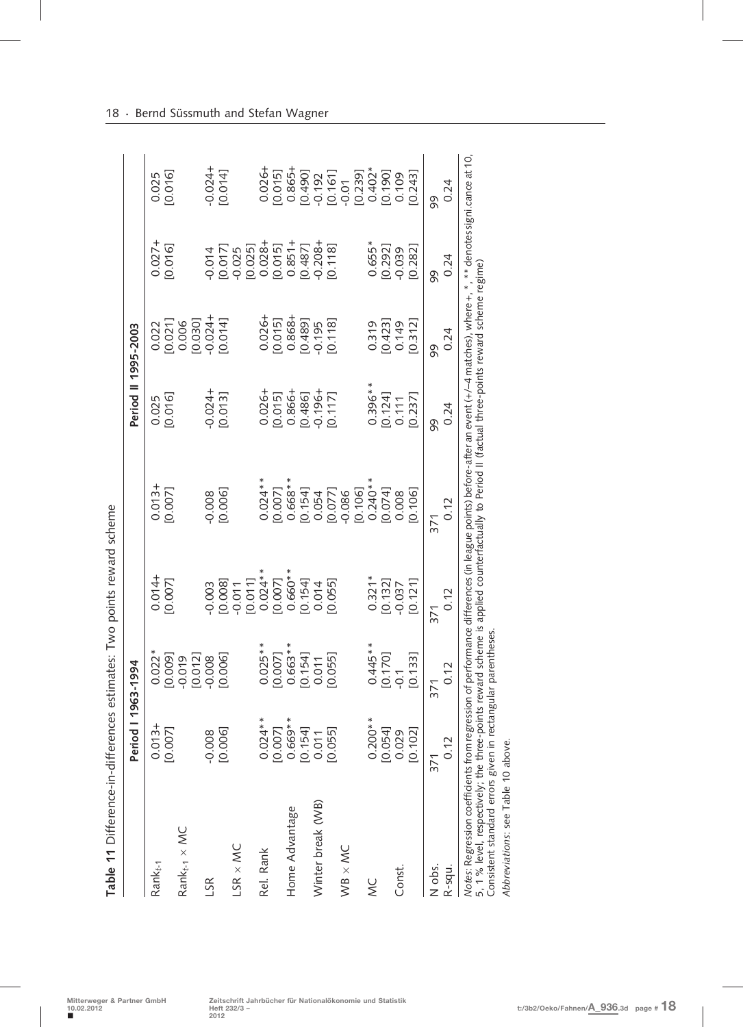**Table 11** Difference-in-differences estimates: Two points reward scheme

| | Period I 1963-1994 | | | | Period II 1995-2003 | | | |
|---|---|---|---|---|---|---|---|---|
| $Rank_{t-1}$ | 0.013+ | 0.022* | 0.014+ | 0.013+ | 0.025 | 0.022 | 0.027+ | 0.025 |
| | [0.007] | [0.009] | [0.007] | [0.007] | [0.016] | [0.021] | [0.016] | [0.016] |
| $Rank_{t-1} \times MC$ | | -0.019 | | | | 0.006 | | |
| | | [0.012] | | | | [0.030] | | |
| LSR | -0.008 | -0.008 | -0.003 | -0.008 | -0.024+ | -0.024+ | -0.014 | -0.024+ |
| | [0.006] | [0.006] | [0.008] | [0.006] | [0.013] | [0.014] | [0.017] | [0.014] |
| LSR × MC | | | -0.011 | | | | -0.025 | |
| | | | [0.011] | | | | [0.025] | |
| Rel. Rank | 0.024** | 0.025** | 0.024** | 0.024** | 0.026+ | 0.026+ | 0.028+ | 0.026+ |
| | [0.007] | [0.007] | [0.007] | [0.007] | [0.015] | [0.015] | [0.015] | [0.015] |
| Home Advantage | 0.669** | 0.663** | 0.660** | 0.668** | 0.866+ | 0.868+ | 0.851+ | 0.865+ |
| | [0.154] | [0.154] | [0.154] | [0.154] | [0.486] | [0.489] | [0.487] | [0.490] |
| Winter break (WB) | 0.011 | 0.011 | 0.014 | 0.054 | -0.196+ | -0.195 | -0.208+ | -0.192 |
| | [0.055] | [0.055] | [0.055] | [0.077] | [0.117] | [0.118] | [0.118] | [0.161] |
| WB × MC | | | | -0.086 | | | | -0.01 |
| | | | | [0.106] | | | | [0.239] |
| MC | 0.200** | 0.445** | 0.321* | 0.240** | 0.396** | 0.319 | 0.655* | 0.402* |
| | [0.054] | [0.170] | [0.132] | [0.074] | [0.124] | [0.423] | [0.292] | [0.190] |
| Const. | 0.029 | -0.1 | -0.037 | 0.008 | 0.111 | 0.149 | -0.039 | 0.109 |
| | [0.102] | [0.133] | [0.121] | [0.106] | [0.237] | [0.312] | [0.282] | [0.243] |
| N obs. | 371 | 371 | 371 | 371 | 99 | 99 | 99 | 99 |
| R-squ. | 0.12 | 0.12 | 0.12 | 0.12 | 0.24 | 0.24 | 0.24 | 0.24 |

*Notes*: Regression coefficients from regression of performance differences (in league points) before-after an event (+/-4 matches), where +, *, ** denotes signi.cance at 10, 5, 1 % level, respectively; the three-points reward scheme is applied counterfactually to Period II (factual three-points reward scheme regime) Consistent standard errors given in rectangular parentheses.

*Abbreviations*: see Table 10 above.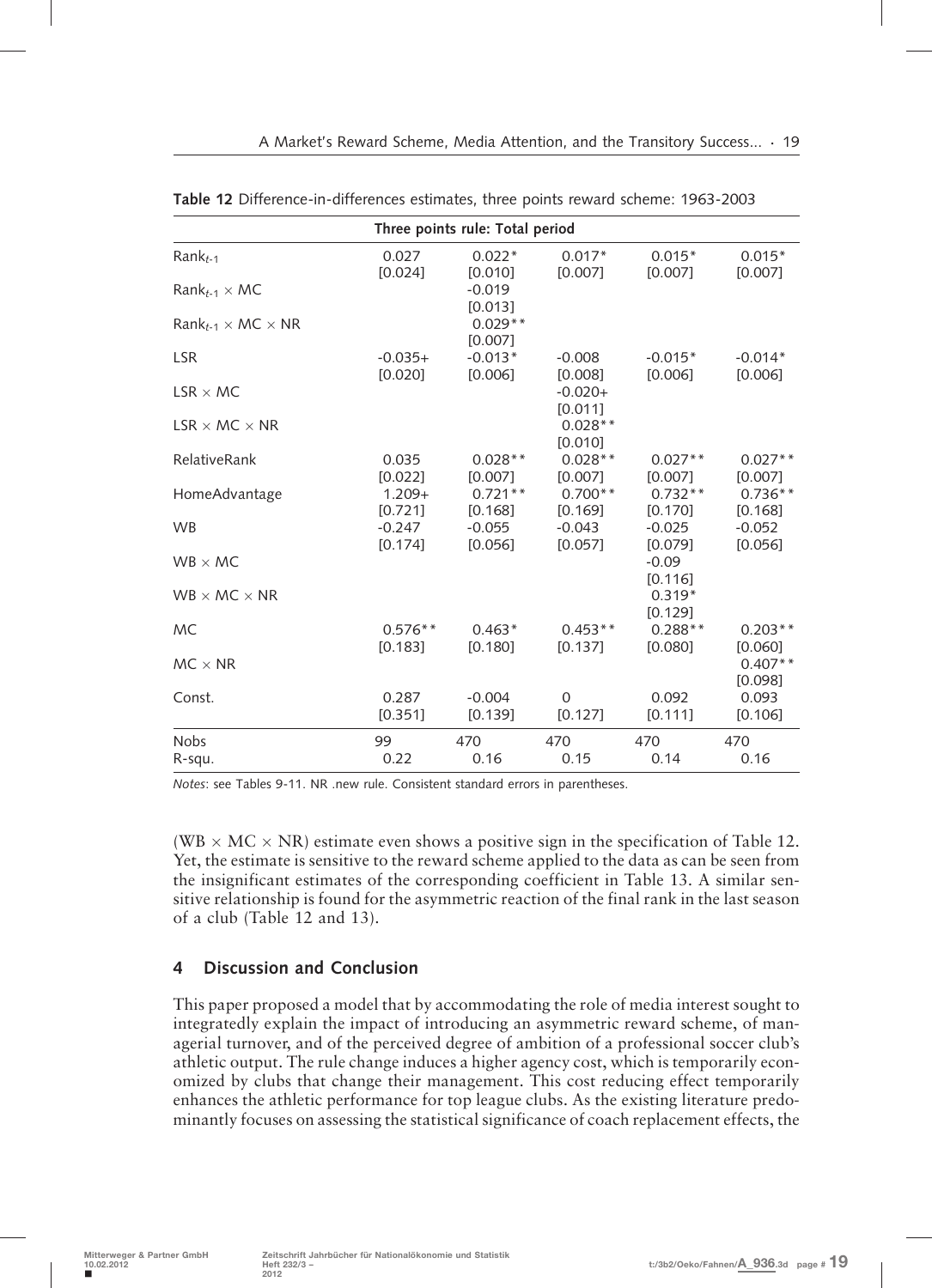**Table 12** Difference-in-differences estimates, three points reward scheme: 1963-2003

| Three points rule: Total period | | | | | |
|---|---|---|---|---|---|
| $Rank_{t-1}$ | 0.027 | 0.022* | 0.017* | 0.015* | 0.015* |
| | [0.024] | [0.010] | [0.007] | [0.007] | [0.007] |
| $Rank_{t-1} \times MC$ | | -0.019 | | | |
| | | [0.013] | | | |
| $Rank_{t-1} \times MC \times NR$ | | 0.029** | | | |
| | | [0.007] | | | |
| LSR | -0.035+ | -0.013* | -0.008 | -0.015* | -0.014* |
| | [0.020] | [0.006] | [0.008] | [0.006] | [0.006] |
| LSR × MC | | | -0.020+ | | |
| | | | [0.011] | | |
| LSR × MC × NR | | | 0.028** | | |
| | | | [0.010] | | |
| RelativeRank | 0.035 | 0.028** | 0.028** | 0.027** | 0.027** |
| | [0.022] | [0.007] | [0.007] | [0.007] | [0.007] |
| HomeAdvantage | 1.209+ | 0.721** | 0.700** | 0.732** | 0.736** |
| | [0.721] | [0.168] | [0.169] | [0.170] | [0.168] |
| WB | -0.247 | -0.055 | -0.043 | -0.025 | -0.052 |
| | [0.174] | [0.056] | [0.057] | [0.079] | [0.056] |
| WB × MC | | | | -0.09 | |
| | | | | [0.116] | |
| WB × MC × NR | | | | 0.319* | |
| | | | | [0.129] | |
| MC | 0.576** | 0.463* | 0.453** | 0.288** | 0.203** |
| | [0.183] | [0.180] | [0.137] | [0.080] | [0.060] |
| MC × NR | | | | | 0.407** |
| | | | | | [0.098] |
| Const. | 0.287 | -0.004 | 0 | 0.092 | 0.093 |
| | [0.351] | [0.139] | [0.127] | [0.111] | [0.106] |
| Nobs | 99 | 470 | 470 | 470 | 470 |
| R-squ. | 0.22 | 0.16 | 0.15 | 0.14 | 0.16 |

*Notes*: see Tables 9-11. NR .new rule. Consistent standard errors in parentheses.

(WB × MC × NR) estimate even shows a positive sign in the specification of Table 12. Yet, the estimate is sensitive to the reward scheme applied to the data as can be seen from the insignificant estimates of the corresponding coefficient in Table 13. A similar sensitive relationship is found for the asymmetric reaction of the final rank in the last season of a club (Table 12 and 13).

## 4 Discussion and Conclusion

This paper proposed a model that by accommodating the role of media interest sought to integratedly explain the impact of introducing an asymmetric reward scheme, of managerial turnover, and of the perceived degree of ambition of a professional soccer club's athletic output. The rule change induces a higher agency cost, which is temporarily economized by clubs that change their management. This cost reducing effect temporarily enhances the athletic performance for top league clubs. As the existing literature predominantly focuses on assessing the statistical significance of coach replacement effects, the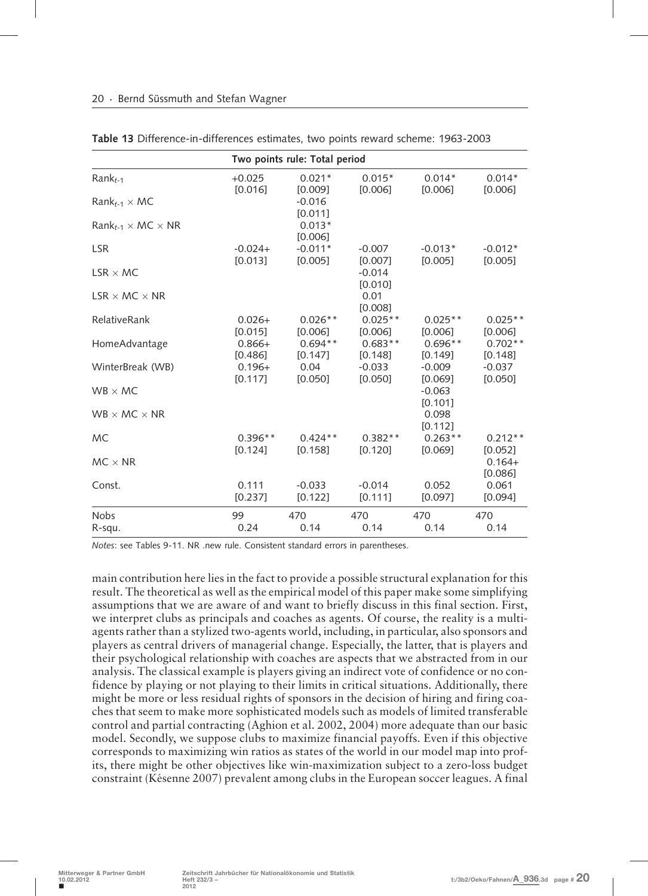**Table 13** Difference-in-differences estimates, two points reward scheme: 1963-2003

| Two points rule: Total period | | | | | |
|---|---|---|---|---|---|
| $Rank_{t-1}$ | +0.025 [0.016] | 0.021* [0.009] | 0.015* [0.006] | 0.014* [0.006] | 0.014* [0.006] |
| $Rank_{t-1} \times MC$ | | -0.016 [0.011] | | | |
| $Rank_{t-1} \times MC \times NR$ | | 0.013* [0.006] | | | |
| LSR | -0.024+ [0.013] | -0.011* [0.005] | -0.007 [0.007] | -0.013* [0.005] | -0.012* [0.005] |
| LSR × MC | | | -0.014 [0.010] | | |
| LSR × MC × NR | | | 0.01 [0.008] | | |
| RelativeRank | 0.026+ [0.015] | 0.026** [0.006] | 0.025** [0.006] | 0.025** [0.006] | 0.025** [0.006] |
| HomeAdvantage | 0.866+ [0.486] | 0.694** [0.147] | 0.683** [0.148] | 0.696** [0.149] | 0.702** [0.148] |
| WinterBreak (WB) | 0.196+ [0.117] | 0.04 [0.050] | -0.033 [0.050] | -0.009 [0.069] | -0.037 [0.050] |
| WB × MC | | | | -0.063 [0.101] | |
| WB × MC × NR | | | | 0.098 [0.112] | |
| MC | 0.396** [0.124] | 0.424** [0.158] | 0.382** [0.120] | 0.263** [0.069] | 0.212** [0.052] |
| MC × NR | | | | | 0.164+ [0.086] |
| Const. | 0.111 [0.237] | -0.033 [0.122] | -0.014 [0.111] | 0.052 [0.097] | 0.061 [0.094] |
| Nobs | 99 | 470 | 470 | 470 | 470 |
| R-squ. | 0.24 | 0.14 | 0.14 | 0.14 | 0.14 |

*Notes*: see Tables 9-11. NR .new rule. Consistent standard errors in parentheses.

main contribution here lies in the fact to provide a possible structural explanation for this result. The theoretical as well as the empirical model of this paper make some simplifying assumptions that we are aware of and want to briefly discuss in this final section. First, we interpret clubs as principals and coaches as agents. Of course, the reality is a multi-agents rather than a stylized two-agents world, including, in particular, also sponsors and players as central drivers of managerial change. Especially, the latter, that is players and their psychological relationship with coaches are aspects that we abstracted from in our analysis. The classical example is players giving an indirect vote of confidence or no confidence by playing or not playing to their limits in critical situations. Additionally, there might be more or less residual rights of sponsors in the decision of hiring and firing coaches that seem to make more sophisticated models such as models of limited transferable control and partial contracting (Aghion et al. 2002, 2004) more adequate than our basic model. Secondly, we suppose clubs to maximize financial payoffs. Even if this objective corresponds to maximizing win ratios as states of the world in our model map into profits, there might be other objectives like win-maximization subject to a zero-loss budget constraint (Késenne 2007) prevalent among clubs in the European soccer leagues. A final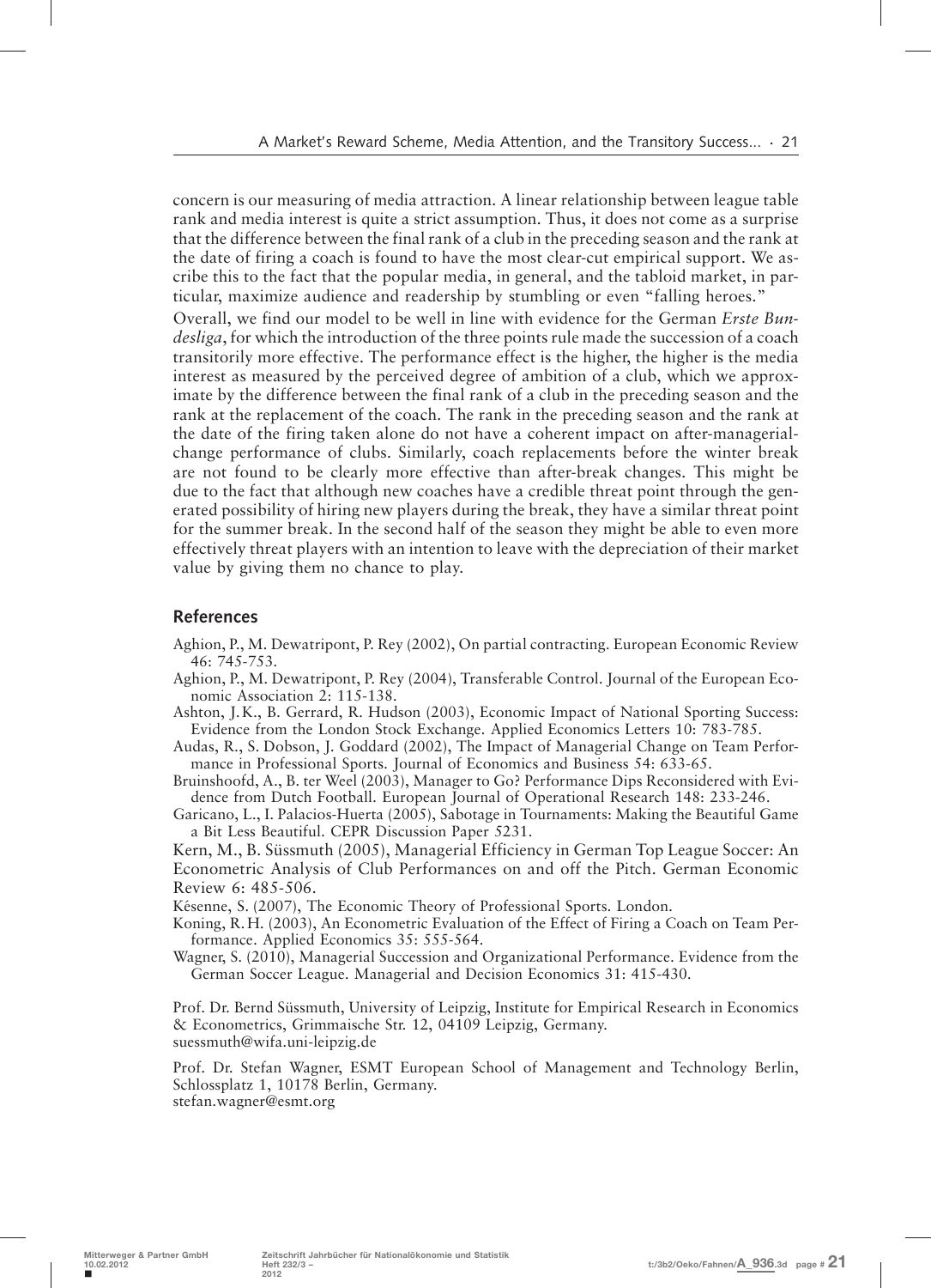concern is our measuring of media attraction. A linear relationship between league table rank and media interest is quite a strict assumption. Thus, it does not come as a surprise that the difference between the final rank of a club in the preceding season and the rank at the date of firing a coach is found to have the most clear-cut empirical support. We ascribe this to the fact that the popular media, in general, and the tabloid market, in particular, maximize audience and readership by stumbling or even "falling heroes."

Overall, we find our model to be well in line with evidence for the German *Erste Bundesliga*, for which the introduction of the three points rule made the succession of a coach transitorily more effective. The performance effect is the higher, the higher is the media interest as measured by the perceived degree of ambition of a club, which we approximate by the difference between the final rank of a club in the preceding season and the rank at the replacement of the coach. The rank in the preceding season and the rank at the date of the firing taken alone do not have a coherent impact on after-managerial-change performance of clubs. Similarly, coach replacements before the winter break are not found to be clearly more effective than after-break changes. This might be due to the fact that although new coaches have a credible threat point through the generated possibility of hiring new players during the break, they have a similar threat point for the summer break. In the second half of the season they might be able to even more effectively threat players with an intention to leave with the depreciation of their market value by giving them no chance to play.

## References

Aghion, P., M. Dewatripont, P. Rey (2002), On partial contracting. European Economic Review 46: 745-753.

Aghion, P., M. Dewatripont, P. Rey (2004), Transferable Control. Journal of the European Economic Association 2: 115-138.

Ashton, J.K., B. Gerrard, R. Hudson (2003), Economic Impact of National Sporting Success: Evidence from the London Stock Exchange. Applied Economics Letters 10: 783-785.

Audas, R., S. Dobson, J. Goddard (2002), The Impact of Managerial Change on Team Performance in Professional Sports. Journal of Economics and Business 54: 633-65.

Bruinshoofd, A., B. ter Weel (2003), Manager to Go? Performance Dips Reconsidered with Evidence from Dutch Football. European Journal of Operational Research 148: 233-246.

Garicano, L., I. Palacios-Huerta (2005), Sabotage in Tournaments: Making the Beautiful Game a Bit Less Beautiful. CEPR Discussion Paper 5231.

Kern, M., B. Süssmuth (2005), Managerial Efficiency in German Top League Soccer: An Econometric Analysis of Club Performances on and off the Pitch. German Economic Review 6: 485-506.

Késenne, S. (2007), The Economic Theory of Professional Sports. London.

Koning, R.H. (2003), An Econometric Evaluation of the Effect of Firing a Coach on Team Performance. Applied Economics 35: 555-564.

Wagner, S. (2010), Managerial Succession and Organizational Performance. Evidence from the German Soccer League. Managerial and Decision Economics 31: 415-430.

Prof. Dr. Bernd Süssmuth, University of Leipzig, Institute for Empirical Research in Economics & Econometrics, Grimmaische Str. 12, 04109 Leipzig, Germany.
suessmuth@wifa.uni-leipzig.de

Prof. Dr. Stefan Wagner, ESMT European School of Management and Technology Berlin, Schlossplatz 1, 10178 Berlin, Germany.
stefan.wagner@esmt.org